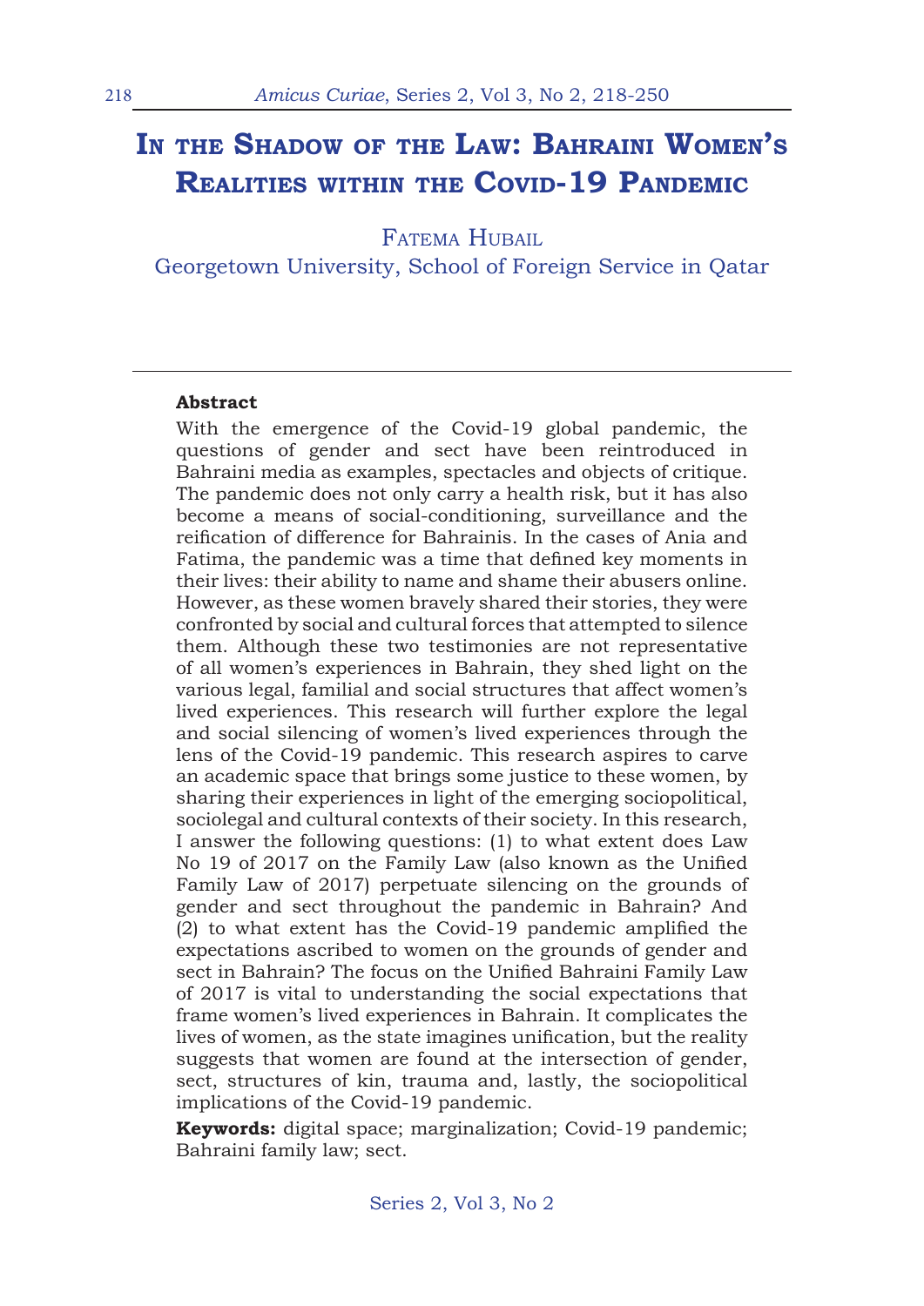# In the Shadow of the Law: Bahraini Women's Realities within the Covid-19 Pandemic

Fatema Hubail

Georgetown University, School of Foreign Service in Qatar

---

**Abstract**

With the emergence of the Covid-19 global pandemic, the questions of gender and sect have been reintroduced in Bahraini media as examples, spectacles and objects of critique. The pandemic does not only carry a health risk, but it has also become a means of social-conditioning, surveillance and the reification of difference for Bahrainis. In the cases of Ania and Fatima, the pandemic was a time that defined key moments in their lives: their ability to name and shame their abusers online. However, as these women bravely shared their stories, they were confronted by social and cultural forces that attempted to silence them. Although these two testimonies are not representative of all women's experiences in Bahrain, they shed light on the various legal, familial and social structures that affect women's lived experiences. This research will further explore the legal and social silencing of women's lived experiences through the lens of the Covid-19 pandemic. This research aspires to carve an academic space that brings some justice to these women, by sharing their experiences in light of the emerging sociopolitical, sociolegal and cultural contexts of their society. In this research, I answer the following questions: (1) to what extent does Law No 19 of 2017 on the Family Law (also known as the Unified Family Law of 2017) perpetuate silencing on the grounds of gender and sect throughout the pandemic in Bahrain? And (2) to what extent has the Covid-19 pandemic amplified the expectations ascribed to women on the grounds of gender and sect in Bahrain? The focus on the Unified Bahraini Family Law of 2017 is vital to understanding the social expectations that frame women's lived experiences in Bahrain. It complicates the lives of women, as the state imagines unification, but the reality suggests that women are found at the intersection of gender, sect, structures of kin, trauma and, lastly, the sociopolitical implications of the Covid-19 pandemic.

**Keywords:** digital space; marginalization; Covid-19 pandemic; Bahraini family law; sect.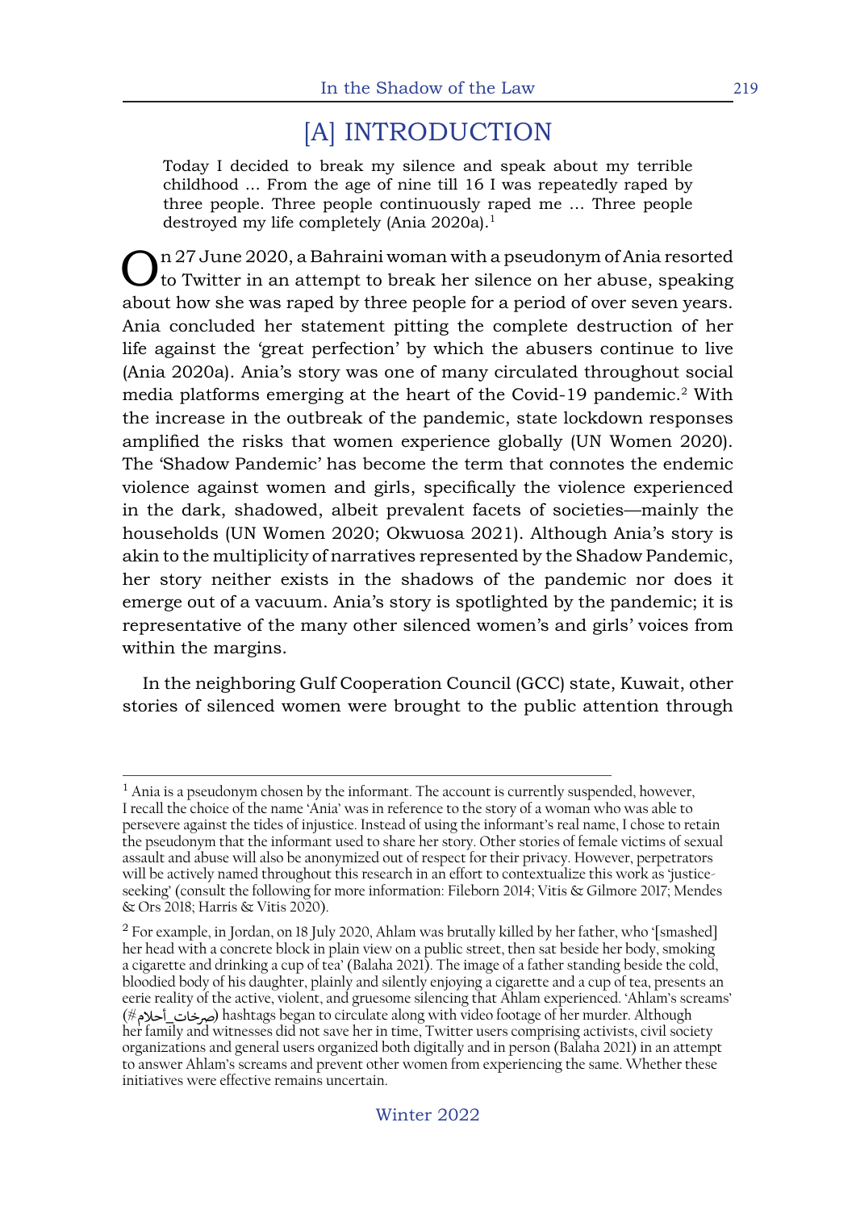# [A] INTRODUCTION

> Today I decided to break my silence and speak about my terrible childhood … From the age of nine till 16 I was repeatedly raped by three people. Three people continuously raped me … Three people destroyed my life completely (Ania 2020a).[1]

On 27 June 2020, a Bahraini woman with a pseudonym of Ania resorted to Twitter in an attempt to break her silence on her abuse, speaking about how she was raped by three people for a period of over seven years. Ania concluded her statement pitting the complete destruction of her life against the 'great perfection' by which the abusers continue to live (Ania 2020a). Ania's story was one of many circulated throughout social media platforms emerging at the heart of the Covid-19 pandemic.[2] With the increase in the outbreak of the pandemic, state lockdown responses amplified the risks that women experience globally (UN Women 2020). The 'Shadow Pandemic' has become the term that connotes the endemic violence against women and girls, specifically the violence experienced in the dark, shadowed, albeit prevalent facets of societies—mainly the households (UN Women 2020; Okwuosa 2021). Although Ania's story is akin to the multiplicity of narratives represented by the Shadow Pandemic, her story neither exists in the shadows of the pandemic nor does it emerge out of a vacuum. Ania's story is spotlighted by the pandemic; it is representative of the many other silenced women's and girls' voices from within the margins.

In the neighboring Gulf Cooperation Council (GCC) state, Kuwait, other stories of silenced women were brought to the public attention through

---

[1] Ania is a pseudonym chosen by the informant. The account is currently suspended, however, I recall the choice of the name 'Ania' was in reference to the story of a woman who was able to persevere against the tides of injustice. Instead of using the informant's real name, I chose to retain the pseudonym that the informant used to share her story. Other stories of female victims of sexual assault and abuse will also be anonymized out of respect for their privacy. However, perpetrators will be actively named throughout this research in an effort to contextualize this work as 'justice-seeking' (consult the following for more information: Fileborn 2014; Vitis & Gilmore 2017; Mendes & Ors 2018; Harris & Vitis 2020).

[2] For example, in Jordan, on 18 July 2020, Ahlam was brutally killed by her father, who '[smashed] her head with a concrete block in plain view on a public street, then sat beside her body, smoking a cigarette and drinking a cup of tea' (Balaha 2021). The image of a father standing beside the cold, bloodied body of his daughter, plainly and silently enjoying a cigarette and a cup of tea, presents an eerie reality of the active, violent, and gruesome silencing that Ahlam experienced. 'Ahlam's screams' (#صرخات_أحلام) hashtags began to circulate along with video footage of her murder. Although her family and witnesses did not save her in time, Twitter users comprising activists, civil society organizations and general users organized both digitally and in person (Balaha 2021) in an attempt to answer Ahlam's screams and prevent other women from experiencing the same. Whether these initiatives were effective remains uncertain.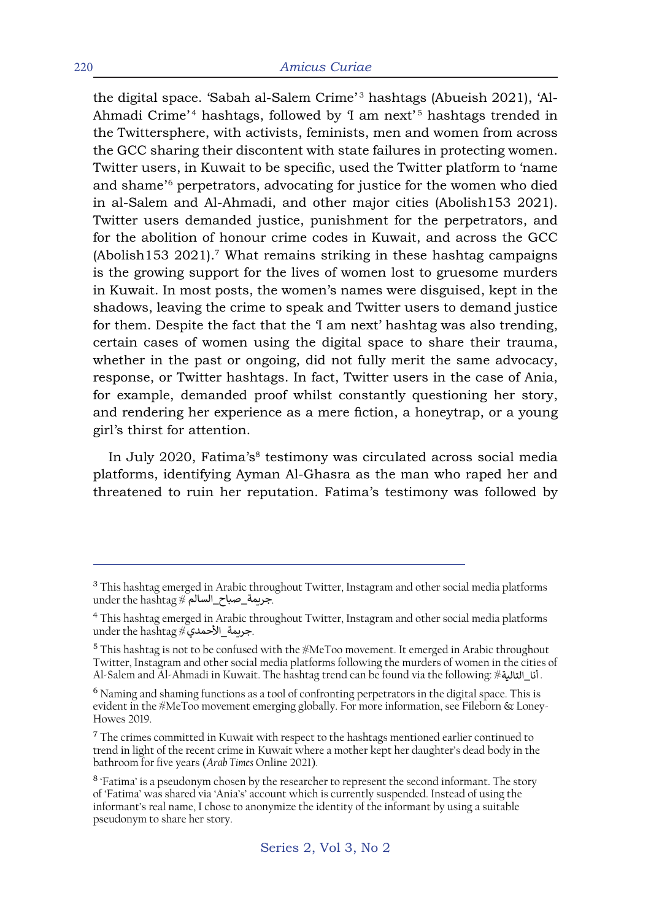the digital space. 'Sabah al-Salem Crime'[3] hashtags (Abueish 2021), 'Al-Ahmadi Crime'[4] hashtags, followed by 'I am next'[5] hashtags trended in the Twittersphere, with activists, feminists, men and women from across the GCC sharing their discontent with state failures in protecting women. Twitter users, in Kuwait to be specific, used the Twitter platform to 'name and shame'[6] perpetrators, advocating for justice for the women who died in al-Salem and Al-Ahmadi, and other major cities (Abolish153 2021). Twitter users demanded justice, punishment for the perpetrators, and for the abolition of honour crime codes in Kuwait, and across the GCC (Abolish153 2021).[7] What remains striking in these hashtag campaigns is the growing support for the lives of women lost to gruesome murders in Kuwait. In most posts, the women's names were disguised, kept in the shadows, leaving the crime to speak and Twitter users to demand justice for them. Despite the fact that the 'I am next' hashtag was also trending, certain cases of women using the digital space to share their trauma, whether in the past or ongoing, did not fully merit the same advocacy, response, or Twitter hashtags. In fact, Twitter users in the case of Ania, for example, demanded proof whilst constantly questioning her story, and rendering her experience as a mere fiction, a honeytrap, or a young girl's thirst for attention.

In July 2020, Fatima's[8] testimony was circulated across social media platforms, identifying Ayman Al-Ghasra as the man who raped her and threatened to ruin her reputation. Fatima's testimony was followed by

---

[3] This hashtag emerged in Arabic throughout Twitter, Instagram and other social media platforms under the hashtag #جريمة_صباح_السالم.

[4] This hashtag emerged in Arabic throughout Twitter, Instagram and other social media platforms under the hashtag #جريمة_الأحمدي.

[5] This hashtag is not to be confused with the #MeToo movement. It emerged in Arabic throughout Twitter, Instagram and other social media platforms following the murders of women in the cities of Al-Salem and Al-Ahmadi in Kuwait. The hashtag trend can be found via the following: #أنا_التالية.

[6] Naming and shaming functions as a tool of confronting perpetrators in the digital space. This is evident in the #MeToo movement emerging globally. For more information, see Fileborn & Loney-Howes 2019.

[7] The crimes committed in Kuwait with respect to the hashtags mentioned earlier continued to trend in light of the recent crime in Kuwait where a mother kept her daughter's dead body in the bathroom for five years (*Arab Times* Online 2021).

[8] 'Fatima' is a pseudonym chosen by the researcher to represent the second informant. The story of 'Fatima' was shared via 'Ania's' account which is currently suspended. Instead of using the informant's real name, I chose to anonymize the identity of the informant by using a suitable pseudonym to share her story.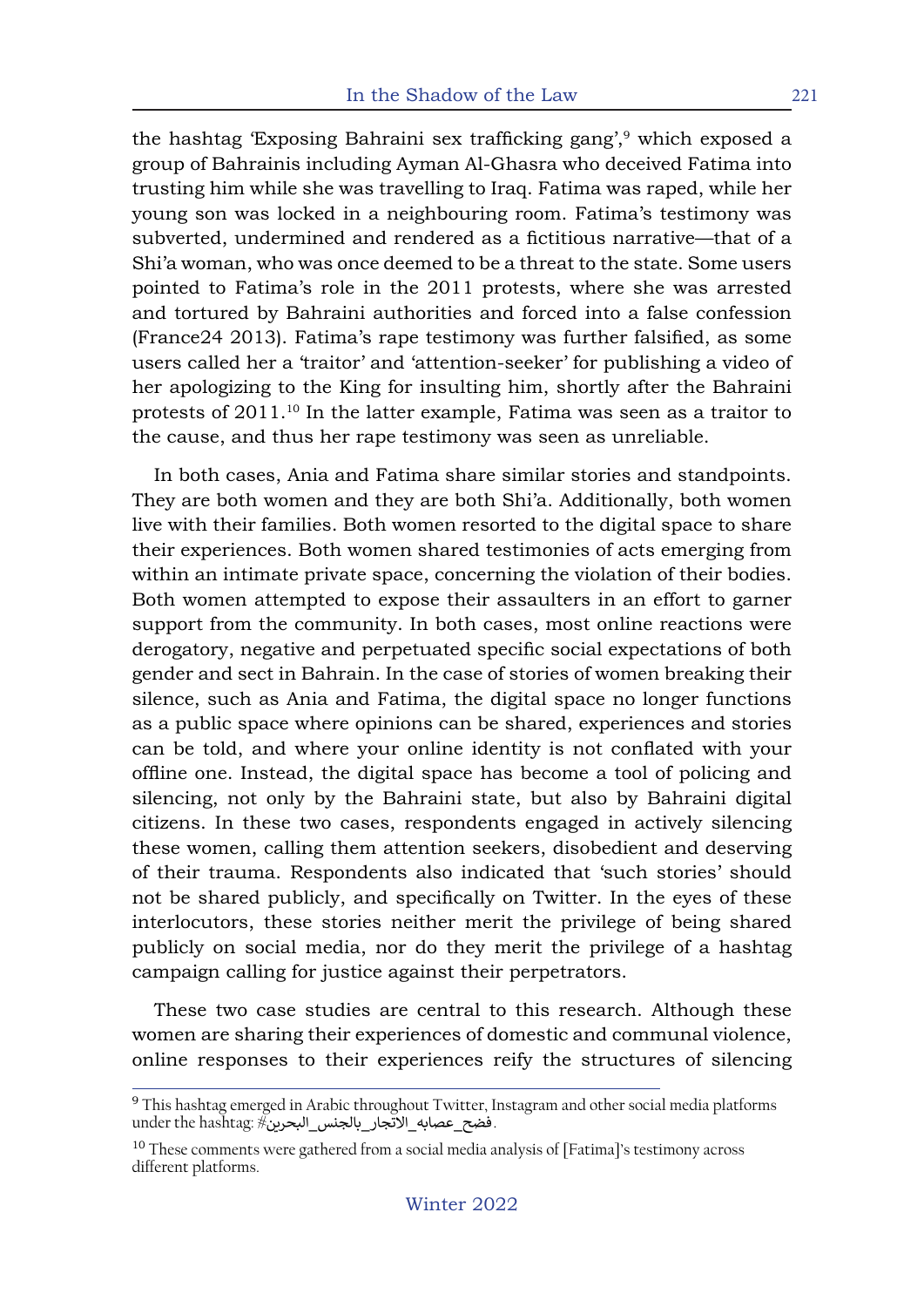the hashtag 'Exposing Bahraini sex trafficking gang',[9] which exposed a group of Bahrainis including Ayman Al-Ghasra who deceived Fatima into trusting him while she was travelling to Iraq. Fatima was raped, while her young son was locked in a neighbouring room. Fatima's testimony was subverted, undermined and rendered as a fictitious narrative—that of a Shi'a woman, who was once deemed to be a threat to the state. Some users pointed to Fatima's role in the 2011 protests, where she was arrested and tortured by Bahraini authorities and forced into a false confession (France24 2013). Fatima's rape testimony was further falsified, as some users called her a 'traitor' and 'attention-seeker' for publishing a video of her apologizing to the King for insulting him, shortly after the Bahraini protests of 2011.[10] In the latter example, Fatima was seen as a traitor to the cause, and thus her rape testimony was seen as unreliable.

In both cases, Ania and Fatima share similar stories and standpoints. They are both women and they are both Shi'a. Additionally, both women live with their families. Both women resorted to the digital space to share their experiences. Both women shared testimonies of acts emerging from within an intimate private space, concerning the violation of their bodies. Both women attempted to expose their assaulters in an effort to garner support from the community. In both cases, most online reactions were derogatory, negative and perpetuated specific social expectations of both gender and sect in Bahrain. In the case of stories of women breaking their silence, such as Ania and Fatima, the digital space no longer functions as a public space where opinions can be shared, experiences and stories can be told, and where your online identity is not conflated with your offline one. Instead, the digital space has become a tool of policing and silencing, not only by the Bahraini state, but also by Bahraini digital citizens. In these two cases, respondents engaged in actively silencing these women, calling them attention seekers, disobedient and deserving of their trauma. Respondents also indicated that 'such stories' should not be shared publicly, and specifically on Twitter. In the eyes of these interlocutors, these stories neither merit the privilege of being shared publicly on social media, nor do they merit the privilege of a hashtag campaign calling for justice against their perpetrators.

These two case studies are central to this research. Although these women are sharing their experiences of domestic and communal violence, online responses to their experiences reify the structures of silencing

---

[9] This hashtag emerged in Arabic throughout Twitter, Instagram and other social media platforms under the hashtag: #فضح_عصابه_الاتجار_بالجنس_البحرين.

[10] These comments were gathered from a social media analysis of [Fatima]'s testimony across different platforms.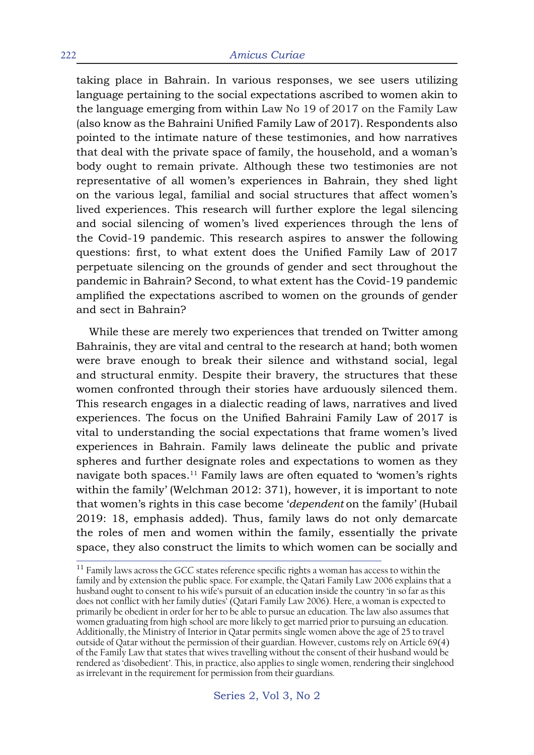taking place in Bahrain. In various responses, we see users utilizing language pertaining to the social expectations ascribed to women akin to the language emerging from within Law No 19 of 2017 on the Family Law (also know as the Bahraini Unified Family Law of 2017). Respondents also pointed to the intimate nature of these testimonies, and how narratives that deal with the private space of family, the household, and a woman's body ought to remain private. Although these two testimonies are not representative of all women's experiences in Bahrain, they shed light on the various legal, familial and social structures that affect women's lived experiences. This research will further explore the legal silencing and social silencing of women's lived experiences through the lens of the Covid-19 pandemic. This research aspires to answer the following questions: first, to what extent does the Unified Family Law of 2017 perpetuate silencing on the grounds of gender and sect throughout the pandemic in Bahrain? Second, to what extent has the Covid-19 pandemic amplified the expectations ascribed to women on the grounds of gender and sect in Bahrain?

While these are merely two experiences that trended on Twitter among Bahrainis, they are vital and central to the research at hand; both women were brave enough to break their silence and withstand social, legal and structural enmity. Despite their bravery, the structures that these women confronted through their stories have arduously silenced them. This research engages in a dialectic reading of laws, narratives and lived experiences. The focus on the Unified Bahraini Family Law of 2017 is vital to understanding the social expectations that frame women's lived experiences in Bahrain. Family laws delineate the public and private spheres and further designate roles and expectations to women as they navigate both spaces.[11] Family laws are often equated to 'women's rights within the family' (Welchman 2012: 371), however, it is important to note that women's rights in this case become '*dependent* on the family' (Hubail 2019: 18, emphasis added). Thus, family laws do not only demarcate the roles of men and women within the family, essentially the private space, they also construct the limits to which women can be socially and

[11] Family laws across the GCC states reference specific rights a woman has access to within the family and by extension the public space. For example, the Qatari Family Law 2006 explains that a husband ought to consent to his wife's pursuit of an education inside the country 'in so far as this does not conflict with her family duties' (Qatari Family Law 2006). Here, a woman is expected to primarily be obedient in order for her to be able to pursue an education. The law also assumes that women graduating from high school are more likely to get married prior to pursuing an education. Additionally, the Ministry of Interior in Qatar permits single women above the age of 25 to travel outside of Qatar without the permission of their guardian. However, customs rely on Article 69(4) of the Family Law that states that wives travelling without the consent of their husband would be rendered as 'disobedient'. This, in practice, also applies to single women, rendering their singlehood as irrelevant in the requirement for permission from their guardians.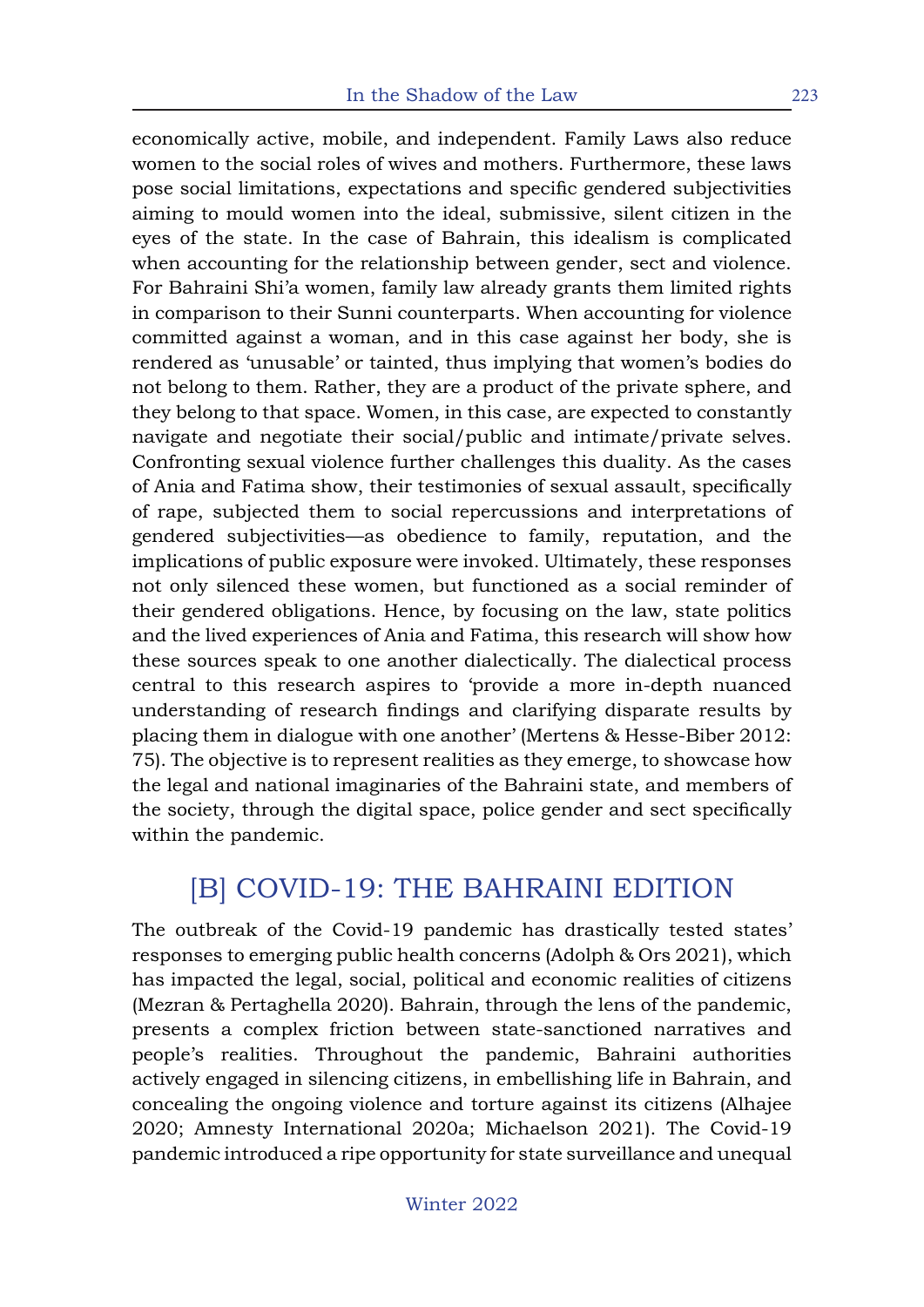economically active, mobile, and independent. Family Laws also reduce women to the social roles of wives and mothers. Furthermore, these laws pose social limitations, expectations and specific gendered subjectivities aiming to mould women into the ideal, submissive, silent citizen in the eyes of the state. In the case of Bahrain, this idealism is complicated when accounting for the relationship between gender, sect and violence. For Bahraini Shi'a women, family law already grants them limited rights in comparison to their Sunni counterparts. When accounting for violence committed against a woman, and in this case against her body, she is rendered as 'unusable' or tainted, thus implying that women's bodies do not belong to them. Rather, they are a product of the private sphere, and they belong to that space. Women, in this case, are expected to constantly navigate and negotiate their social/public and intimate/private selves. Confronting sexual violence further challenges this duality. As the cases of Ania and Fatima show, their testimonies of sexual assault, specifically of rape, subjected them to social repercussions and interpretations of gendered subjectivities—as obedience to family, reputation, and the implications of public exposure were invoked. Ultimately, these responses not only silenced these women, but functioned as a social reminder of their gendered obligations. Hence, by focusing on the law, state politics and the lived experiences of Ania and Fatima, this research will show how these sources speak to one another dialectically. The dialectical process central to this research aspires to 'provide a more in-depth nuanced understanding of research findings and clarifying disparate results by placing them in dialogue with one another' (Mertens & Hesse-Biber 2012: 75). The objective is to represent realities as they emerge, to showcase how the legal and national imaginaries of the Bahraini state, and members of the society, through the digital space, police gender and sect specifically within the pandemic.

## [B] COVID-19: THE BAHRAINI EDITION

The outbreak of the Covid-19 pandemic has drastically tested states' responses to emerging public health concerns (Adolph & Ors 2021), which has impacted the legal, social, political and economic realities of citizens (Mezran & Pertaghella 2020). Bahrain, through the lens of the pandemic, presents a complex friction between state-sanctioned narratives and people's realities. Throughout the pandemic, Bahraini authorities actively engaged in silencing citizens, in embellishing life in Bahrain, and concealing the ongoing violence and torture against its citizens (Alhajee 2020; Amnesty International 2020a; Michaelson 2021). The Covid-19 pandemic introduced a ripe opportunity for state surveillance and unequal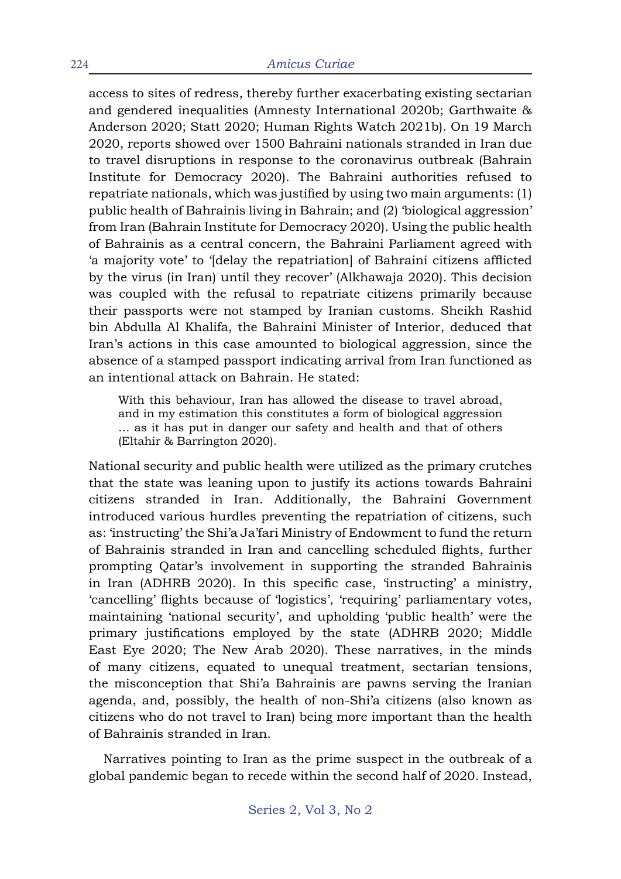access to sites of redress, thereby further exacerbating existing sectarian and gendered inequalities (Amnesty International 2020b; Garthwaite & Anderson 2020; Statt 2020; Human Rights Watch 2021b). On 19 March 2020, reports showed over 1500 Bahraini nationals stranded in Iran due to travel disruptions in response to the coronavirus outbreak (Bahrain Institute for Democracy 2020). The Bahraini authorities refused to repatriate nationals, which was justified by using two main arguments: (1) public health of Bahrainis living in Bahrain; and (2) 'biological aggression' from Iran (Bahrain Institute for Democracy 2020). Using the public health of Bahrainis as a central concern, the Bahraini Parliament agreed with 'a majority vote' to '[delay the repatriation] of Bahraini citizens afflicted by the virus (in Iran) until they recover' (Alkhawaja 2020). This decision was coupled with the refusal to repatriate citizens primarily because their passports were not stamped by Iranian customs. Sheikh Rashid bin Abdulla Al Khalifa, the Bahraini Minister of Interior, deduced that Iran's actions in this case amounted to biological aggression, since the absence of a stamped passport indicating arrival from Iran functioned as an intentional attack on Bahrain. He stated:

> With this behaviour, Iran has allowed the disease to travel abroad, and in my estimation this constitutes a form of biological aggression … as it has put in danger our safety and health and that of others (Eltahir & Barrington 2020).

National security and public health were utilized as the primary crutches that the state was leaning upon to justify its actions towards Bahraini citizens stranded in Iran. Additionally, the Bahraini Government introduced various hurdles preventing the repatriation of citizens, such as: 'instructing' the Shi'a Ja'fari Ministry of Endowment to fund the return of Bahrainis stranded in Iran and cancelling scheduled flights, further prompting Qatar's involvement in supporting the stranded Bahrainis in Iran (ADHRB 2020). In this specific case, 'instructing' a ministry, 'cancelling' flights because of 'logistics', 'requiring' parliamentary votes, maintaining 'national security', and upholding 'public health' were the primary justifications employed by the state (ADHRB 2020; Middle East Eye 2020; The New Arab 2020). These narratives, in the minds of many citizens, equated to unequal treatment, sectarian tensions, the misconception that Shi'a Bahrainis are pawns serving the Iranian agenda, and, possibly, the health of non-Shi'a citizens (also known as citizens who do not travel to Iran) being more important than the health of Bahrainis stranded in Iran.

Narratives pointing to Iran as the prime suspect in the outbreak of a global pandemic began to recede within the second half of 2020. Instead,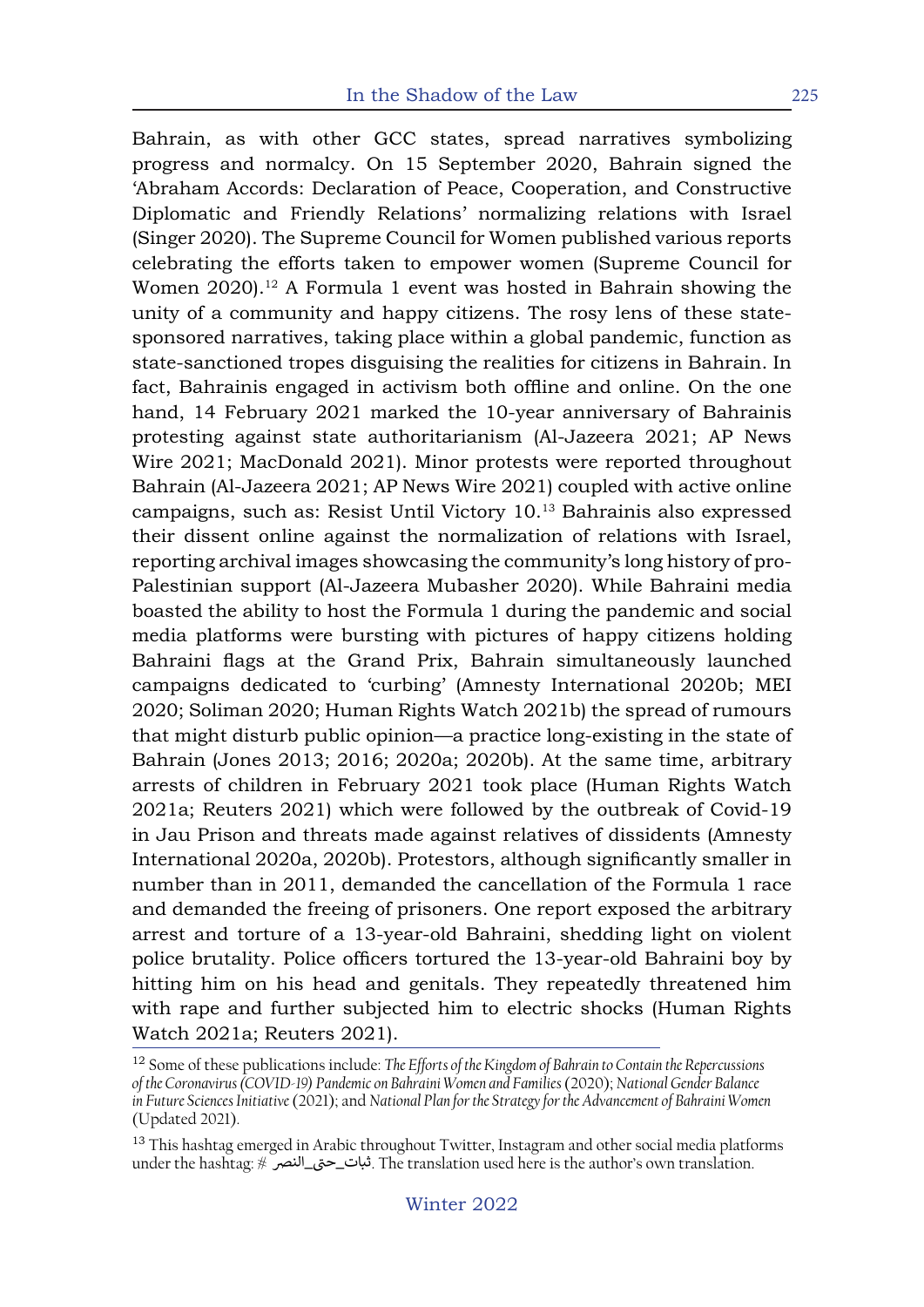Bahrain, as with other GCC states, spread narratives symbolizing progress and normalcy. On 15 September 2020, Bahrain signed the 'Abraham Accords: Declaration of Peace, Cooperation, and Constructive Diplomatic and Friendly Relations' normalizing relations with Israel (Singer 2020). The Supreme Council for Women published various reports celebrating the efforts taken to empower women (Supreme Council for Women 2020).[12] A Formula 1 event was hosted in Bahrain showing the unity of a community and happy citizens. The rosy lens of these state-sponsored narratives, taking place within a global pandemic, function as state-sanctioned tropes disguising the realities for citizens in Bahrain. In fact, Bahrainis engaged in activism both offline and online. On the one hand, 14 February 2021 marked the 10-year anniversary of Bahrainis protesting against state authoritarianism (Al-Jazeera 2021; AP News Wire 2021; MacDonald 2021). Minor protests were reported throughout Bahrain (Al-Jazeera 2021; AP News Wire 2021) coupled with active online campaigns, such as: Resist Until Victory 10.[13] Bahrainis also expressed their dissent online against the normalization of relations with Israel, reporting archival images showcasing the community's long history of pro-Palestinian support (Al-Jazeera Mubasher 2020). While Bahraini media boasted the ability to host the Formula 1 during the pandemic and social media platforms were bursting with pictures of happy citizens holding Bahraini flags at the Grand Prix, Bahrain simultaneously launched campaigns dedicated to 'curbing' (Amnesty International 2020b; MEI 2020; Soliman 2020; Human Rights Watch 2021b) the spread of rumours that might disturb public opinion—a practice long-existing in the state of Bahrain (Jones 2013; 2016; 2020a; 2020b). At the same time, arbitrary arrests of children in February 2021 took place (Human Rights Watch 2021a; Reuters 2021) which were followed by the outbreak of Covid-19 in Jau Prison and threats made against relatives of dissidents (Amnesty International 2020a, 2020b). Protestors, although significantly smaller in number than in 2011, demanded the cancellation of the Formula 1 race and demanded the freeing of prisoners. One report exposed the arbitrary arrest and torture of a 13-year-old Bahraini, shedding light on violent police brutality. Police officers tortured the 13-year-old Bahraini boy by hitting him on his head and genitals. They repeatedly threatened him with rape and further subjected him to electric shocks (Human Rights Watch 2021a; Reuters 2021).

---

[12] Some of these publications include: *The Efforts of the Kingdom of Bahrain to Contain the Repercussions of the Coronavirus (COVID-19) Pandemic on Bahraini Women and Families* (2020); *National Gender Balance in Future Sciences Initiative* (2021); and *National Plan for the Strategy for the Advancement of Bahraini Women* (Updated 2021).

[13] This hashtag emerged in Arabic throughout Twitter, Instagram and other social media platforms under the hashtag: #ثبات_حتى_النصر. The translation used here is the author's own translation.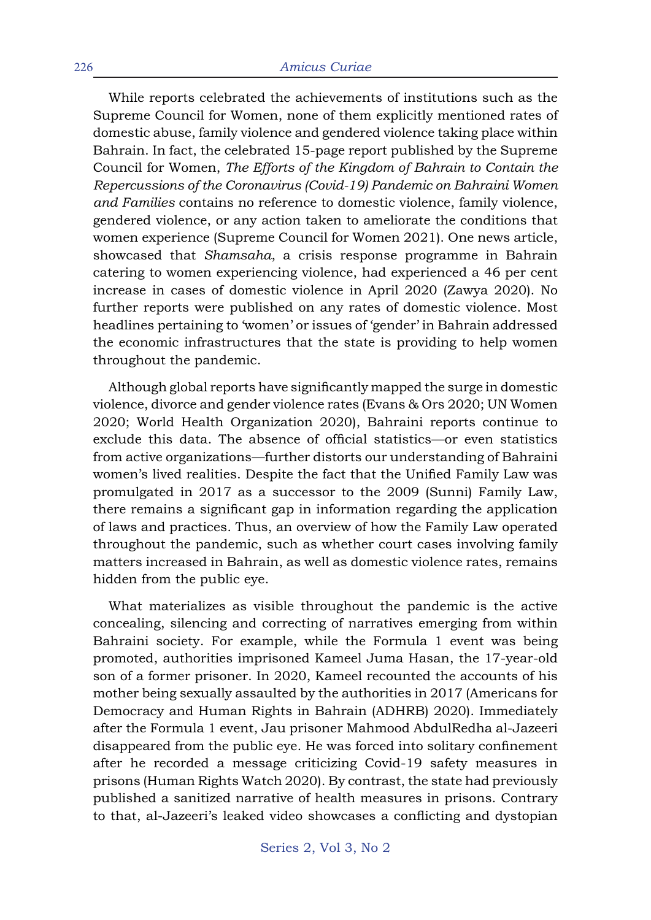While reports celebrated the achievements of institutions such as the Supreme Council for Women, none of them explicitly mentioned rates of domestic abuse, family violence and gendered violence taking place within Bahrain. In fact, the celebrated 15-page report published by the Supreme Council for Women, *The Efforts of the Kingdom of Bahrain to Contain the Repercussions of the Coronavirus (Covid-19) Pandemic on Bahraini Women and Families* contains no reference to domestic violence, family violence, gendered violence, or any action taken to ameliorate the conditions that women experience (Supreme Council for Women 2021). One news article, showcased that *Shamsaha*, a crisis response programme in Bahrain catering to women experiencing violence, had experienced a 46 per cent increase in cases of domestic violence in April 2020 (Zawya 2020). No further reports were published on any rates of domestic violence. Most headlines pertaining to 'women' or issues of 'gender' in Bahrain addressed the economic infrastructures that the state is providing to help women throughout the pandemic.

Although global reports have significantly mapped the surge in domestic violence, divorce and gender violence rates (Evans & Ors 2020; UN Women 2020; World Health Organization 2020), Bahraini reports continue to exclude this data. The absence of official statistics—or even statistics from active organizations—further distorts our understanding of Bahraini women's lived realities. Despite the fact that the Unified Family Law was promulgated in 2017 as a successor to the 2009 (Sunni) Family Law, there remains a significant gap in information regarding the application of laws and practices. Thus, an overview of how the Family Law operated throughout the pandemic, such as whether court cases involving family matters increased in Bahrain, as well as domestic violence rates, remains hidden from the public eye.

What materializes as visible throughout the pandemic is the active concealing, silencing and correcting of narratives emerging from within Bahraini society. For example, while the Formula 1 event was being promoted, authorities imprisoned Kameel Juma Hasan, the 17-year-old son of a former prisoner. In 2020, Kameel recounted the accounts of his mother being sexually assaulted by the authorities in 2017 (Americans for Democracy and Human Rights in Bahrain (ADHRB) 2020). Immediately after the Formula 1 event, Jau prisoner Mahmood AbdulRedha al-Jazeeri disappeared from the public eye. He was forced into solitary confinement after he recorded a message criticizing Covid-19 safety measures in prisons (Human Rights Watch 2020). By contrast, the state had previously published a sanitized narrative of health measures in prisons. Contrary to that, al-Jazeeri's leaked video showcases a conflicting and dystopian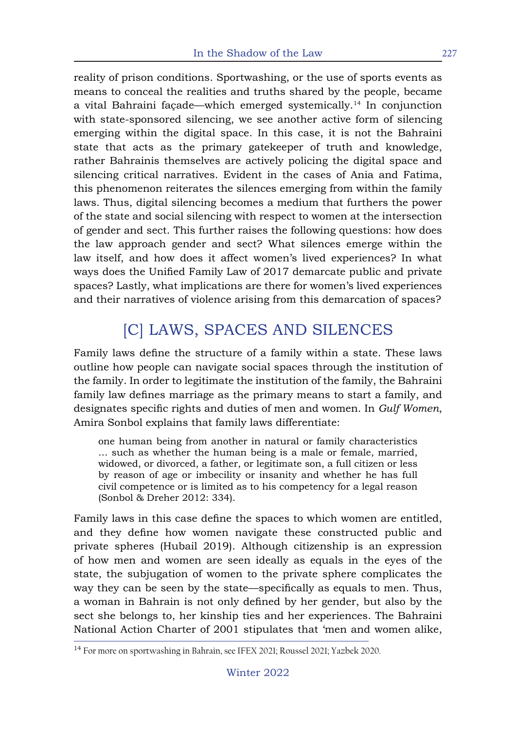reality of prison conditions. Sportswashing, or the use of sports events as means to conceal the realities and truths shared by the people, became a vital Bahraini façade—which emerged systemically.[14] In conjunction with state-sponsored silencing, we see another active form of silencing emerging within the digital space. In this case, it is not the Bahraini state that acts as the primary gatekeeper of truth and knowledge, rather Bahrainis themselves are actively policing the digital space and silencing critical narratives. Evident in the cases of Ania and Fatima, this phenomenon reiterates the silences emerging from within the family laws. Thus, digital silencing becomes a medium that furthers the power of the state and social silencing with respect to women at the intersection of gender and sect. This further raises the following questions: how does the law approach gender and sect? What silences emerge within the law itself, and how does it affect women's lived experiences? In what ways does the Unified Family Law of 2017 demarcate public and private spaces? Lastly, what implications are there for women's lived experiences and their narratives of violence arising from this demarcation of spaces?

## [C] LAWS, SPACES AND SILENCES

Family laws define the structure of a family within a state. These laws outline how people can navigate social spaces through the institution of the family. In order to legitimate the institution of the family, the Bahraini family law defines marriage as the primary means to start a family, and designates specific rights and duties of men and women. In *Gulf Women*, Amira Sonbol explains that family laws differentiate:

> one human being from another in natural or family characteristics … such as whether the human being is a male or female, married, widowed, or divorced, a father, or legitimate son, a full citizen or less by reason of age or imbecility or insanity and whether he has full civil competence or is limited as to his competency for a legal reason (Sonbol & Dreher 2012: 334).

Family laws in this case define the spaces to which women are entitled, and they define how women navigate these constructed public and private spheres (Hubail 2019). Although citizenship is an expression of how men and women are seen ideally as equals in the eyes of the state, the subjugation of women to the private sphere complicates the way they can be seen by the state—specifically as equals to men. Thus, a woman in Bahrain is not only defined by her gender, but also by the sect she belongs to, her kinship ties and her experiences. The Bahraini National Action Charter of 2001 stipulates that 'men and women alike,

[14] For more on sportswashing in Bahrain, see IFEX 2021; Roussel 2021; Yazbek 2020.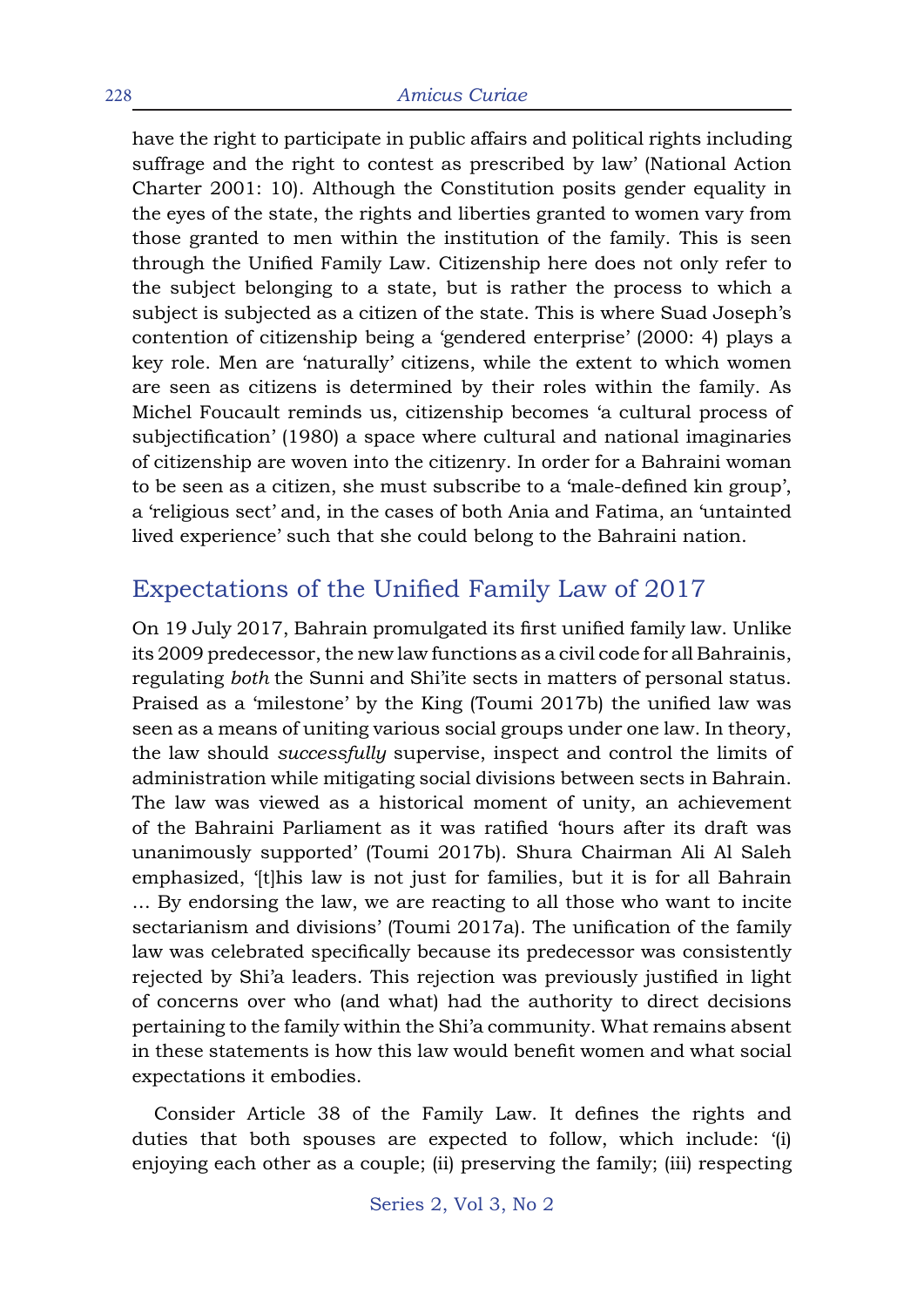have the right to participate in public affairs and political rights including suffrage and the right to contest as prescribed by law' (National Action Charter 2001: 10). Although the Constitution posits gender equality in the eyes of the state, the rights and liberties granted to women vary from those granted to men within the institution of the family. This is seen through the Unified Family Law. Citizenship here does not only refer to the subject belonging to a state, but is rather the process to which a subject is subjected as a citizen of the state. This is where Suad Joseph's contention of citizenship being a 'gendered enterprise' (2000: 4) plays a key role. Men are 'naturally' citizens, while the extent to which women are seen as citizens is determined by their roles within the family. As Michel Foucault reminds us, citizenship becomes 'a cultural process of subjectification' (1980) a space where cultural and national imaginaries of citizenship are woven into the citizenry. In order for a Bahraini woman to be seen as a citizen, she must subscribe to a 'male-defined kin group', a 'religious sect' and, in the cases of both Ania and Fatima, an 'untainted lived experience' such that she could belong to the Bahraini nation.

## Expectations of the Unified Family Law of 2017

On 19 July 2017, Bahrain promulgated its first unified family law. Unlike its 2009 predecessor, the new law functions as a civil code for all Bahrainis, regulating *both* the Sunni and Shi'ite sects in matters of personal status. Praised as a 'milestone' by the King (Toumi 2017b) the unified law was seen as a means of uniting various social groups under one law. In theory, the law should *successfully* supervise, inspect and control the limits of administration while mitigating social divisions between sects in Bahrain. The law was viewed as a historical moment of unity, an achievement of the Bahraini Parliament as it was ratified 'hours after its draft was unanimously supported' (Toumi 2017b). Shura Chairman Ali Al Saleh emphasized, '[t]his law is not just for families, but it is for all Bahrain … By endorsing the law, we are reacting to all those who want to incite sectarianism and divisions' (Toumi 2017a). The unification of the family law was celebrated specifically because its predecessor was consistently rejected by Shi'a leaders. This rejection was previously justified in light of concerns over who (and what) had the authority to direct decisions pertaining to the family within the Shi'a community. What remains absent in these statements is how this law would benefit women and what social expectations it embodies.

Consider Article 38 of the Family Law. It defines the rights and duties that both spouses are expected to follow, which include: '(i) enjoying each other as a couple; (ii) preserving the family; (iii) respecting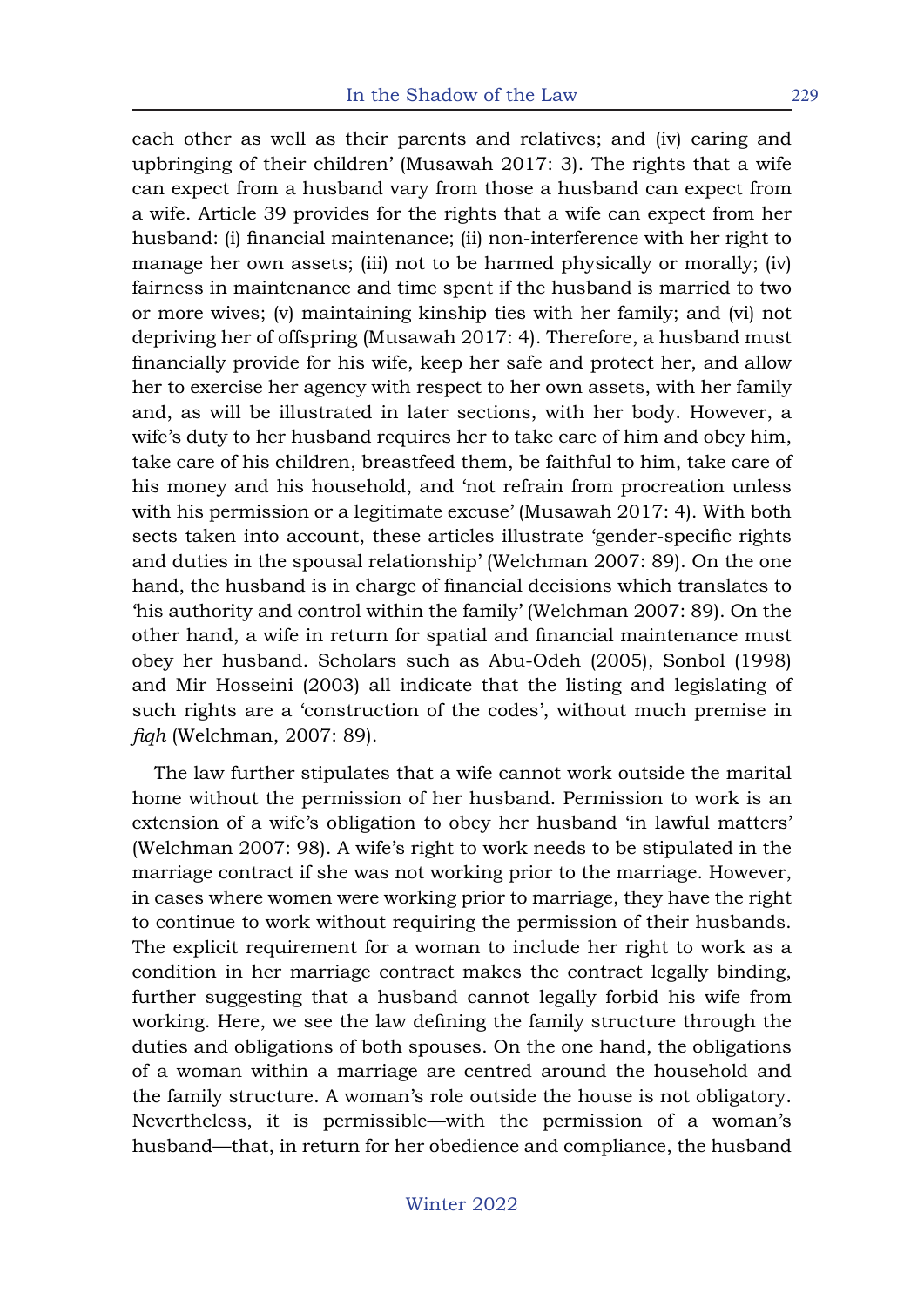each other as well as their parents and relatives; and (iv) caring and upbringing of their children' (Musawah 2017: 3). The rights that a wife can expect from a husband vary from those a husband can expect from a wife. Article 39 provides for the rights that a wife can expect from her husband: (i) financial maintenance; (ii) non-interference with her right to manage her own assets; (iii) not to be harmed physically or morally; (iv) fairness in maintenance and time spent if the husband is married to two or more wives; (v) maintaining kinship ties with her family; and (vi) not depriving her of offspring (Musawah 2017: 4). Therefore, a husband must financially provide for his wife, keep her safe and protect her, and allow her to exercise her agency with respect to her own assets, with her family and, as will be illustrated in later sections, with her body. However, a wife's duty to her husband requires her to take care of him and obey him, take care of his children, breastfeed them, be faithful to him, take care of his money and his household, and 'not refrain from procreation unless with his permission or a legitimate excuse' (Musawah 2017: 4). With both sects taken into account, these articles illustrate 'gender-specific rights and duties in the spousal relationship' (Welchman 2007: 89). On the one hand, the husband is in charge of financial decisions which translates to 'his authority and control within the family' (Welchman 2007: 89). On the other hand, a wife in return for spatial and financial maintenance must obey her husband. Scholars such as Abu-Odeh (2005), Sonbol (1998) and Mir Hosseini (2003) all indicate that the listing and legislating of such rights are a 'construction of the codes', without much premise in *fiqh* (Welchman, 2007: 89).

The law further stipulates that a wife cannot work outside the marital home without the permission of her husband. Permission to work is an extension of a wife's obligation to obey her husband 'in lawful matters' (Welchman 2007: 98). A wife's right to work needs to be stipulated in the marriage contract if she was not working prior to the marriage. However, in cases where women were working prior to marriage, they have the right to continue to work without requiring the permission of their husbands. The explicit requirement for a woman to include her right to work as a condition in her marriage contract makes the contract legally binding, further suggesting that a husband cannot legally forbid his wife from working. Here, we see the law defining the family structure through the duties and obligations of both spouses. On the one hand, the obligations of a woman within a marriage are centred around the household and the family structure. A woman's role outside the house is not obligatory. Nevertheless, it is permissible—with the permission of a woman's husband—that, in return for her obedience and compliance, the husband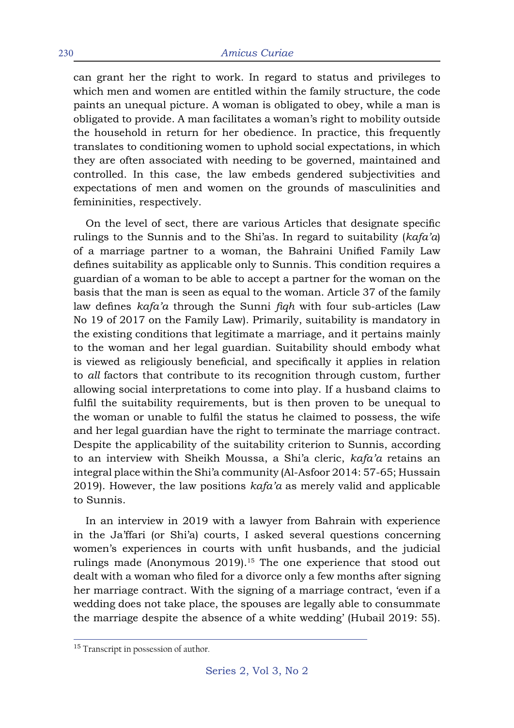can grant her the right to work. In regard to status and privileges to which men and women are entitled within the family structure, the code paints an unequal picture. A woman is obligated to obey, while a man is obligated to provide. A man facilitates a woman's right to mobility outside the household in return for her obedience. In practice, this frequently translates to conditioning women to uphold social expectations, in which they are often associated with needing to be governed, maintained and controlled. In this case, the law embeds gendered subjectivities and expectations of men and women on the grounds of masculinities and femininities, respectively.

On the level of sect, there are various Articles that designate specific rulings to the Sunnis and to the Shi'as. In regard to suitability (*kafa'a*) of a marriage partner to a woman, the Bahraini Unified Family Law defines suitability as applicable only to Sunnis. This condition requires a guardian of a woman to be able to accept a partner for the woman on the basis that the man is seen as equal to the woman. Article 37 of the family law defines *kafa'a* through the Sunni *fiqh* with four sub-articles (Law No 19 of 2017 on the Family Law). Primarily, suitability is mandatory in the existing conditions that legitimate a marriage, and it pertains mainly to the woman and her legal guardian. Suitability should embody what is viewed as religiously beneficial, and specifically it applies in relation to *all* factors that contribute to its recognition through custom, further allowing social interpretations to come into play. If a husband claims to fulfil the suitability requirements, but is then proven to be unequal to the woman or unable to fulfil the status he claimed to possess, the wife and her legal guardian have the right to terminate the marriage contract. Despite the applicability of the suitability criterion to Sunnis, according to an interview with Sheikh Moussa, a Shi'a cleric, *kafa'a* retains an integral place within the Shi'a community (Al-Asfoor 2014: 57-65; Hussain 2019). However, the law positions *kafa'a* as merely valid and applicable to Sunnis.

In an interview in 2019 with a lawyer from Bahrain with experience in the Ja'ffari (or Shi'a) courts, I asked several questions concerning women's experiences in courts with unfit husbands, and the judicial rulings made (Anonymous 2019).[15] The one experience that stood out dealt with a woman who filed for a divorce only a few months after signing her marriage contract. With the signing of a marriage contract, 'even if a wedding does not take place, the spouses are legally able to consummate the marriage despite the absence of a white wedding' (Hubail 2019: 55).

[15] Transcript in possession of author.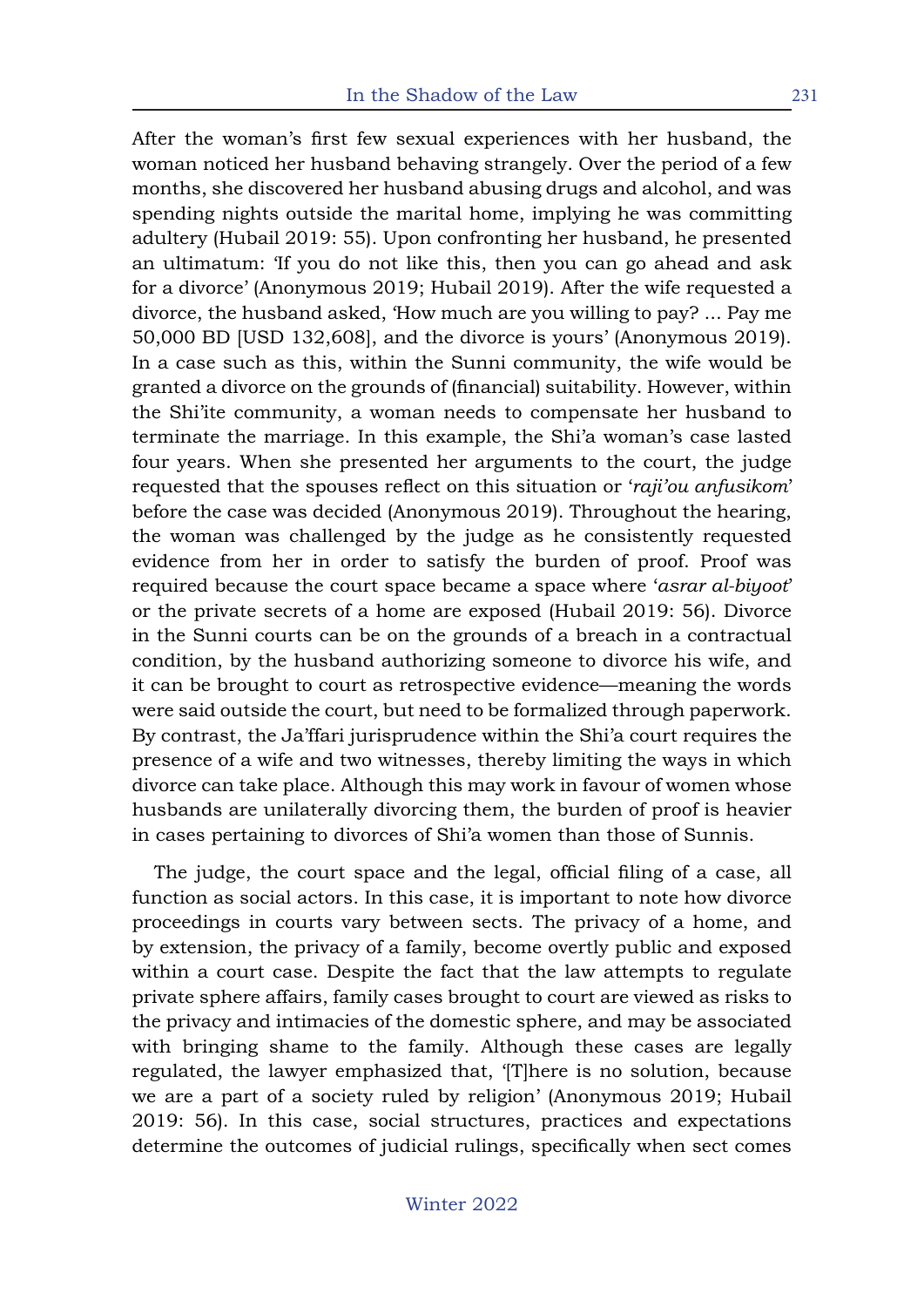After the woman's first few sexual experiences with her husband, the woman noticed her husband behaving strangely. Over the period of a few months, she discovered her husband abusing drugs and alcohol, and was spending nights outside the marital home, implying he was committing adultery (Hubail 2019: 55). Upon confronting her husband, he presented an ultimatum: 'If you do not like this, then you can go ahead and ask for a divorce' (Anonymous 2019; Hubail 2019). After the wife requested a divorce, the husband asked, 'How much are you willing to pay? ... Pay me 50,000 BD [USD 132,608], and the divorce is yours' (Anonymous 2019). In a case such as this, within the Sunni community, the wife would be granted a divorce on the grounds of (financial) suitability. However, within the Shi'ite community, a woman needs to compensate her husband to terminate the marriage. In this example, the Shi'a woman's case lasted four years. When she presented her arguments to the court, the judge requested that the spouses reflect on this situation or '*raji'ou anfusikom*' before the case was decided (Anonymous 2019). Throughout the hearing, the woman was challenged by the judge as he consistently requested evidence from her in order to satisfy the burden of proof. Proof was required because the court space became a space where '*asrar al-biyoot*' or the private secrets of a home are exposed (Hubail 2019: 56). Divorce in the Sunni courts can be on the grounds of a breach in a contractual condition, by the husband authorizing someone to divorce his wife, and it can be brought to court as retrospective evidence—meaning the words were said outside the court, but need to be formalized through paperwork. By contrast, the Ja'ffari jurisprudence within the Shi'a court requires the presence of a wife and two witnesses, thereby limiting the ways in which divorce can take place. Although this may work in favour of women whose husbands are unilaterally divorcing them, the burden of proof is heavier in cases pertaining to divorces of Shi'a women than those of Sunnis.

The judge, the court space and the legal, official filing of a case, all function as social actors. In this case, it is important to note how divorce proceedings in courts vary between sects. The privacy of a home, and by extension, the privacy of a family, become overtly public and exposed within a court case. Despite the fact that the law attempts to regulate private sphere affairs, family cases brought to court are viewed as risks to the privacy and intimacies of the domestic sphere, and may be associated with bringing shame to the family. Although these cases are legally regulated, the lawyer emphasized that, '[T]here is no solution, because we are a part of a society ruled by religion' (Anonymous 2019; Hubail 2019: 56). In this case, social structures, practices and expectations determine the outcomes of judicial rulings, specifically when sect comes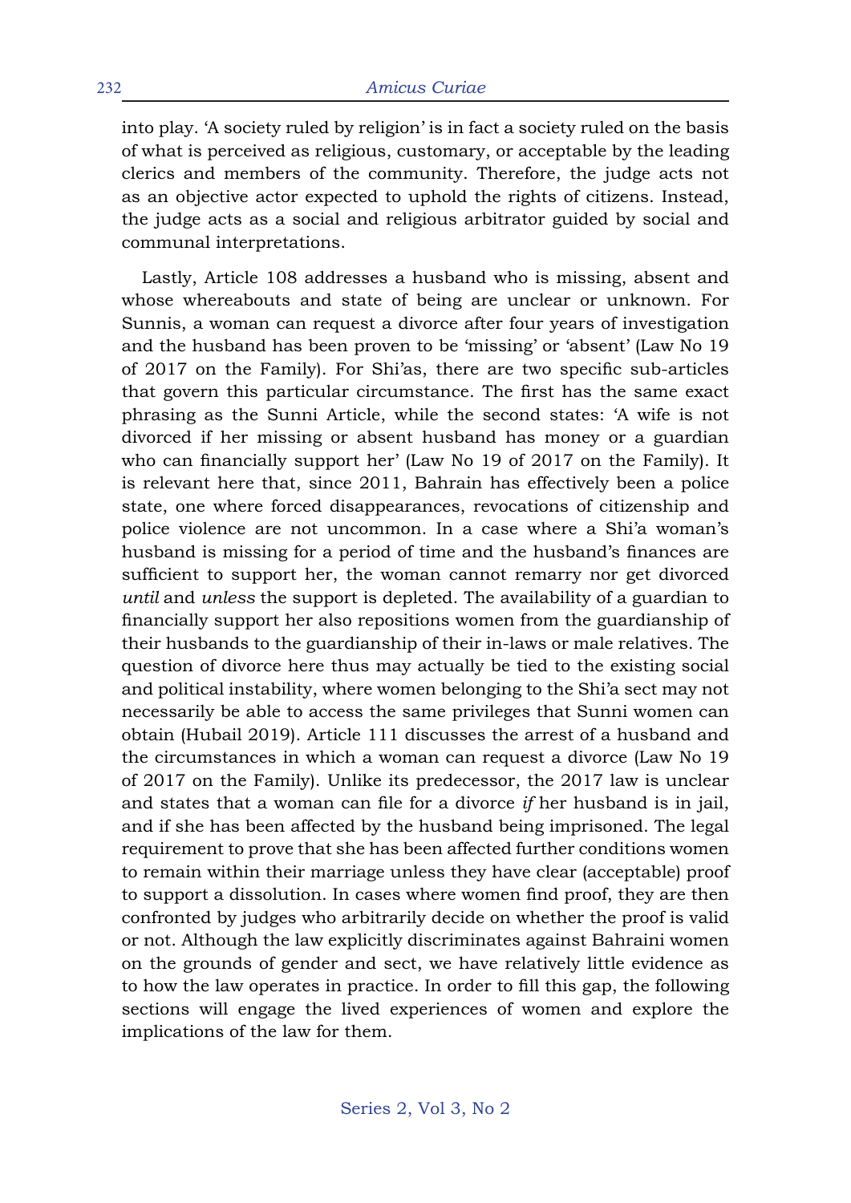into play. 'A society ruled by religion' is in fact a society ruled on the basis of what is perceived as religious, customary, or acceptable by the leading clerics and members of the community. Therefore, the judge acts not as an objective actor expected to uphold the rights of citizens. Instead, the judge acts as a social and religious arbitrator guided by social and communal interpretations.

Lastly, Article 108 addresses a husband who is missing, absent and whose whereabouts and state of being are unclear or unknown. For Sunnis, a woman can request a divorce after four years of investigation and the husband has been proven to be 'missing' or 'absent' (Law No 19 of 2017 on the Family). For Shi'as, there are two specific sub-articles that govern this particular circumstance. The first has the same exact phrasing as the Sunni Article, while the second states: 'A wife is not divorced if her missing or absent husband has money or a guardian who can financially support her' (Law No 19 of 2017 on the Family). It is relevant here that, since 2011, Bahrain has effectively been a police state, one where forced disappearances, revocations of citizenship and police violence are not uncommon. In a case where a Shi'a woman's husband is missing for a period of time and the husband's finances are sufficient to support her, the woman cannot remarry nor get divorced *until* and *unless* the support is depleted. The availability of a guardian to financially support her also repositions women from the guardianship of their husbands to the guardianship of their in-laws or male relatives. The question of divorce here thus may actually be tied to the existing social and political instability, where women belonging to the Shi'a sect may not necessarily be able to access the same privileges that Sunni women can obtain (Hubail 2019). Article 111 discusses the arrest of a husband and the circumstances in which a woman can request a divorce (Law No 19 of 2017 on the Family). Unlike its predecessor, the 2017 law is unclear and states that a woman can file for a divorce *if* her husband is in jail, and if she has been affected by the husband being imprisoned. The legal requirement to prove that she has been affected further conditions women to remain within their marriage unless they have clear (acceptable) proof to support a dissolution. In cases where women find proof, they are then confronted by judges who arbitrarily decide on whether the proof is valid or not. Although the law explicitly discriminates against Bahraini women on the grounds of gender and sect, we have relatively little evidence as to how the law operates in practice. In order to fill this gap, the following sections will engage the lived experiences of women and explore the implications of the law for them.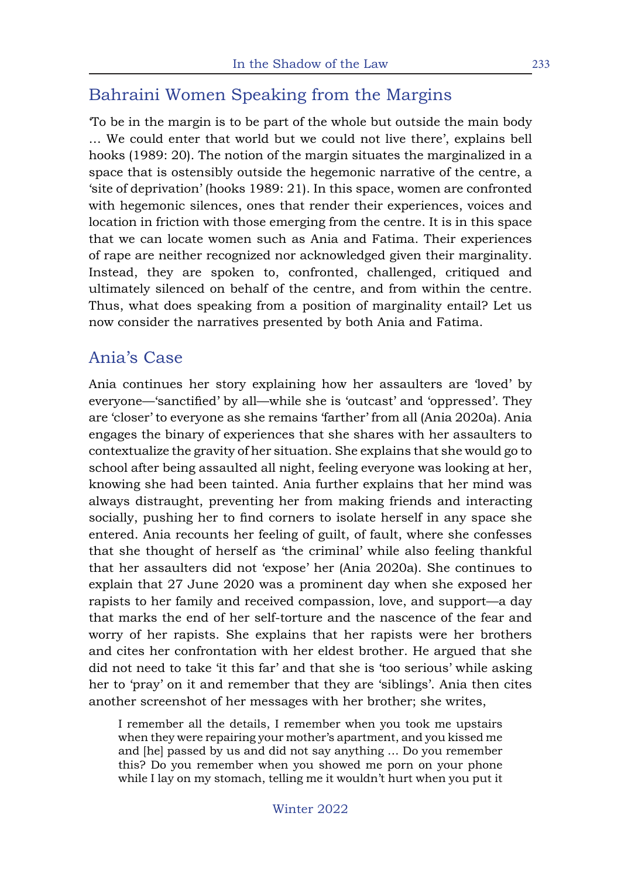## Bahraini Women Speaking from the Margins

'To be in the margin is to be part of the whole but outside the main body … We could enter that world but we could not live there', explains bell hooks (1989: 20). The notion of the margin situates the marginalized in a space that is ostensibly outside the hegemonic narrative of the centre, a 'site of deprivation' (hooks 1989: 21). In this space, women are confronted with hegemonic silences, ones that render their experiences, voices and location in friction with those emerging from the centre. It is in this space that we can locate women such as Ania and Fatima. Their experiences of rape are neither recognized nor acknowledged given their marginality. Instead, they are spoken to, confronted, challenged, critiqued and ultimately silenced on behalf of the centre, and from within the centre. Thus, what does speaking from a position of marginality entail? Let us now consider the narratives presented by both Ania and Fatima.

## Ania's Case

Ania continues her story explaining how her assaulters are 'loved' by everyone—'sanctified' by all—while she is 'outcast' and 'oppressed'. They are 'closer' to everyone as she remains 'farther' from all (Ania 2020a). Ania engages the binary of experiences that she shares with her assaulters to contextualize the gravity of her situation. She explains that she would go to school after being assaulted all night, feeling everyone was looking at her, knowing she had been tainted. Ania further explains that her mind was always distraught, preventing her from making friends and interacting socially, pushing her to find corners to isolate herself in any space she entered. Ania recounts her feeling of guilt, of fault, where she confesses that she thought of herself as 'the criminal' while also feeling thankful that her assaulters did not 'expose' her (Ania 2020a). She continues to explain that 27 June 2020 was a prominent day when she exposed her rapists to her family and received compassion, love, and support—a day that marks the end of her self-torture and the nascence of the fear and worry of her rapists. She explains that her rapists were her brothers and cites her confrontation with her eldest brother. He argued that she did not need to take 'it this far' and that she is 'too serious' while asking her to 'pray' on it and remember that they are 'siblings'. Ania then cites another screenshot of her messages with her brother; she writes,

> I remember all the details, I remember when you took me upstairs when they were repairing your mother's apartment, and you kissed me and [he] passed by us and did not say anything … Do you remember this? Do you remember when you showed me porn on your phone while I lay on my stomach, telling me it wouldn't hurt when you put it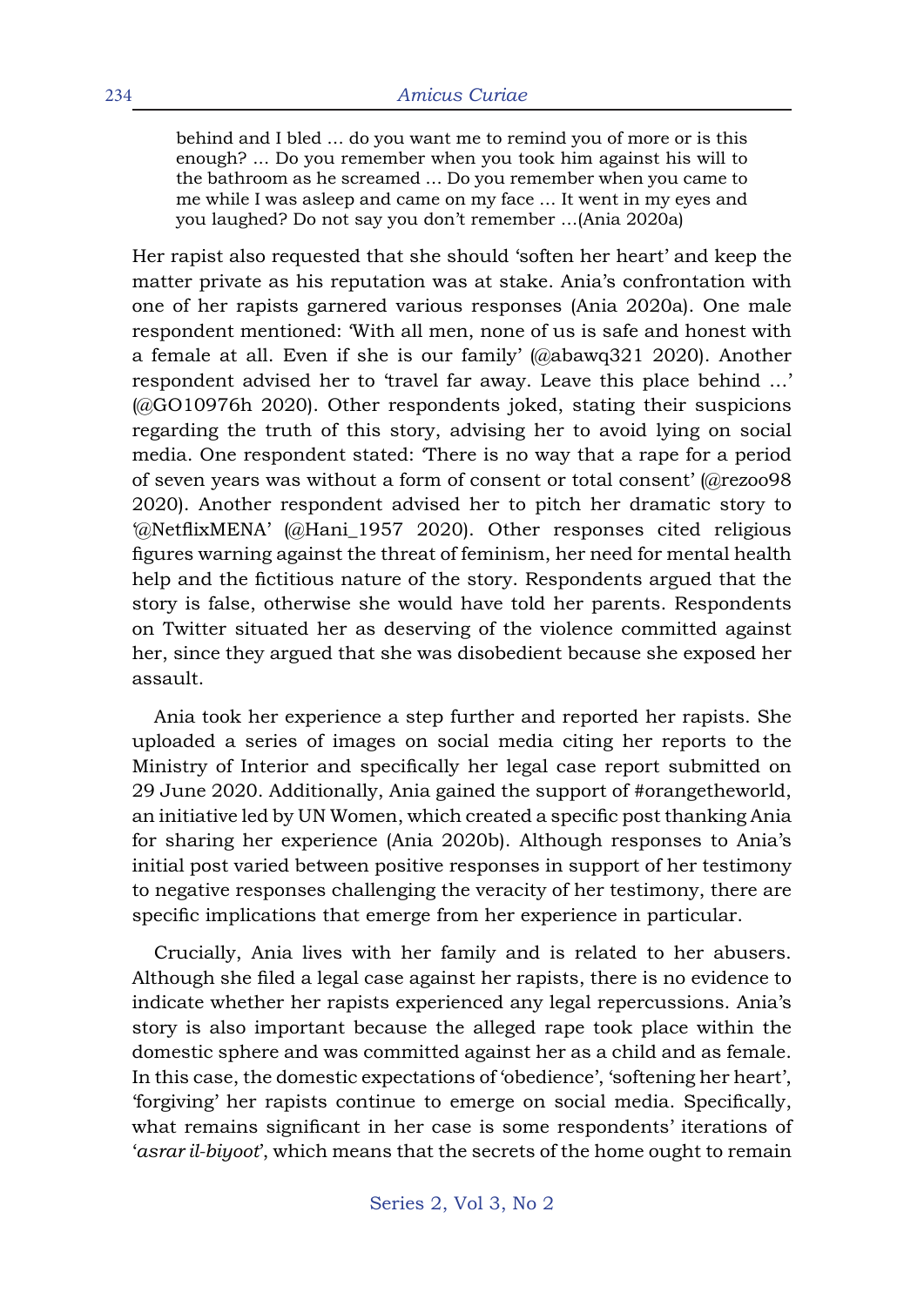> behind and I bled … do you want me to remind you of more or is this enough? … Do you remember when you took him against his will to the bathroom as he screamed … Do you remember when you came to me while I was asleep and came on my face … It went in my eyes and you laughed? Do not say you don't remember …(Ania 2020a)

Her rapist also requested that she should 'soften her heart' and keep the matter private as his reputation was at stake. Ania's confrontation with one of her rapists garnered various responses (Ania 2020a). One male respondent mentioned: 'With all men, none of us is safe and honest with a female at all. Even if she is our family' (@abawq321 2020). Another respondent advised her to 'travel far away. Leave this place behind …' (@GO10976h 2020). Other respondents joked, stating their suspicions regarding the truth of this story, advising her to avoid lying on social media. One respondent stated: 'There is no way that a rape for a period of seven years was without a form of consent or total consent' (@rezoo98 2020). Another respondent advised her to pitch her dramatic story to '@NetflixMENA' (@Hani_1957 2020). Other responses cited religious figures warning against the threat of feminism, her need for mental health help and the fictitious nature of the story. Respondents argued that the story is false, otherwise she would have told her parents. Respondents on Twitter situated her as deserving of the violence committed against her, since they argued that she was disobedient because she exposed her assault.

Ania took her experience a step further and reported her rapists. She uploaded a series of images on social media citing her reports to the Ministry of Interior and specifically her legal case report submitted on 29 June 2020. Additionally, Ania gained the support of #orangetheworld, an initiative led by UN Women, which created a specific post thanking Ania for sharing her experience (Ania 2020b). Although responses to Ania's initial post varied between positive responses in support of her testimony to negative responses challenging the veracity of her testimony, there are specific implications that emerge from her experience in particular.

Crucially, Ania lives with her family and is related to her abusers. Although she filed a legal case against her rapists, there is no evidence to indicate whether her rapists experienced any legal repercussions. Ania's story is also important because the alleged rape took place within the domestic sphere and was committed against her as a child and as female. In this case, the domestic expectations of 'obedience', 'softening her heart', 'forgiving' her rapists continue to emerge on social media. Specifically, what remains significant in her case is some respondents' iterations of '*asrar il-biyoot*', which means that the secrets of the home ought to remain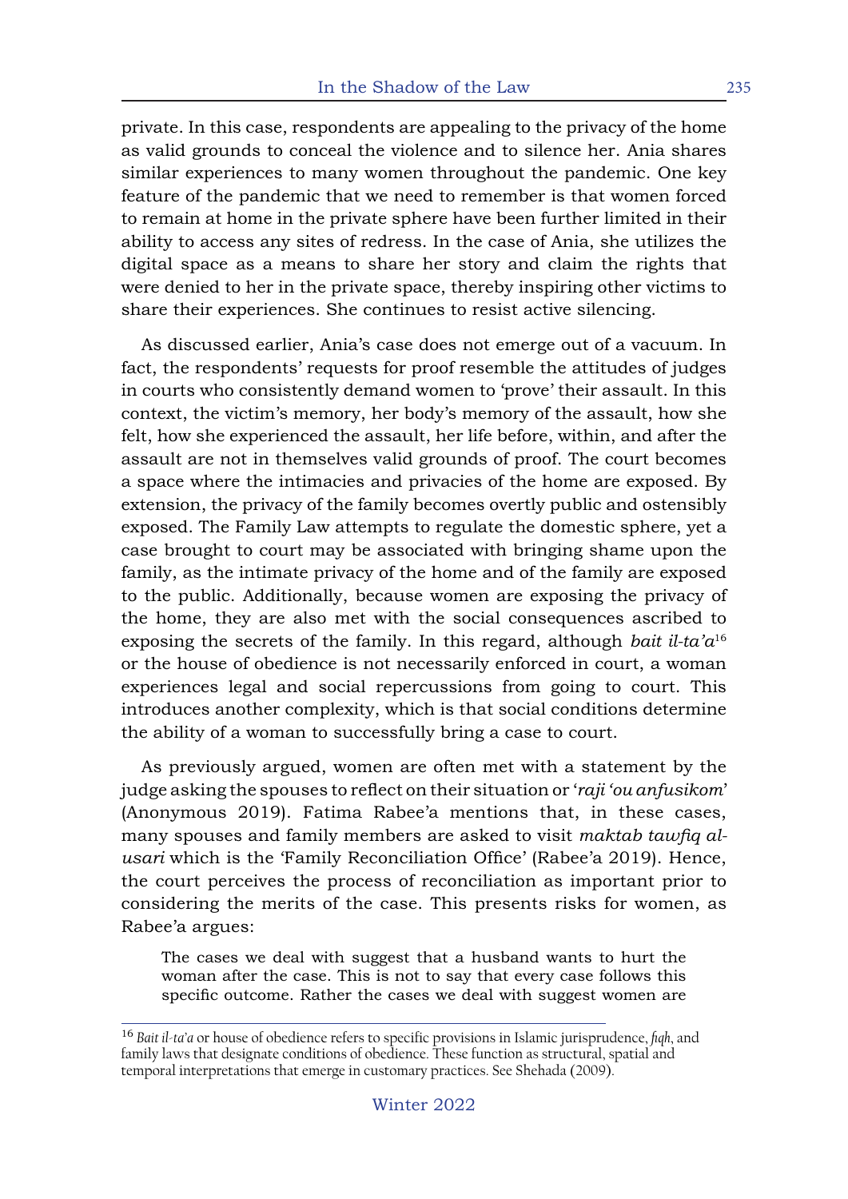private. In this case, respondents are appealing to the privacy of the home as valid grounds to conceal the violence and to silence her. Ania shares similar experiences to many women throughout the pandemic. One key feature of the pandemic that we need to remember is that women forced to remain at home in the private sphere have been further limited in their ability to access any sites of redress. In the case of Ania, she utilizes the digital space as a means to share her story and claim the rights that were denied to her in the private space, thereby inspiring other victims to share their experiences. She continues to resist active silencing.

As discussed earlier, Ania's case does not emerge out of a vacuum. In fact, the respondents' requests for proof resemble the attitudes of judges in courts who consistently demand women to 'prove' their assault. In this context, the victim's memory, her body's memory of the assault, how she felt, how she experienced the assault, her life before, within, and after the assault are not in themselves valid grounds of proof. The court becomes a space where the intimacies and privacies of the home are exposed. By extension, the privacy of the family becomes overtly public and ostensibly exposed. The Family Law attempts to regulate the domestic sphere, yet a case brought to court may be associated with bringing shame upon the family, as the intimate privacy of the home and of the family are exposed to the public. Additionally, because women are exposing the privacy of the home, they are also met with the social consequences ascribed to exposing the secrets of the family. In this regard, although *bait il-ta'a*[16] or the house of obedience is not necessarily enforced in court, a woman experiences legal and social repercussions from going to court. This introduces another complexity, which is that social conditions determine the ability of a woman to successfully bring a case to court.

As previously argued, women are often met with a statement by the judge asking the spouses to reflect on their situation or '*raji 'ou anfusikom*' (Anonymous 2019). Fatima Rabee'a mentions that, in these cases, many spouses and family members are asked to visit *maktab tawfiq al-usari* which is the 'Family Reconciliation Office' (Rabee'a 2019). Hence, the court perceives the process of reconciliation as important prior to considering the merits of the case. This presents risks for women, as Rabee'a argues:

> The cases we deal with suggest that a husband wants to hurt the woman after the case. This is not to say that every case follows this specific outcome. Rather the cases we deal with suggest women are

---

[16] *Bait il-ta'a* or house of obedience refers to specific provisions in Islamic jurisprudence, *fiqh*, and family laws that designate conditions of obedience. These function as structural, spatial and temporal interpretations that emerge in customary practices. See Shehada (2009).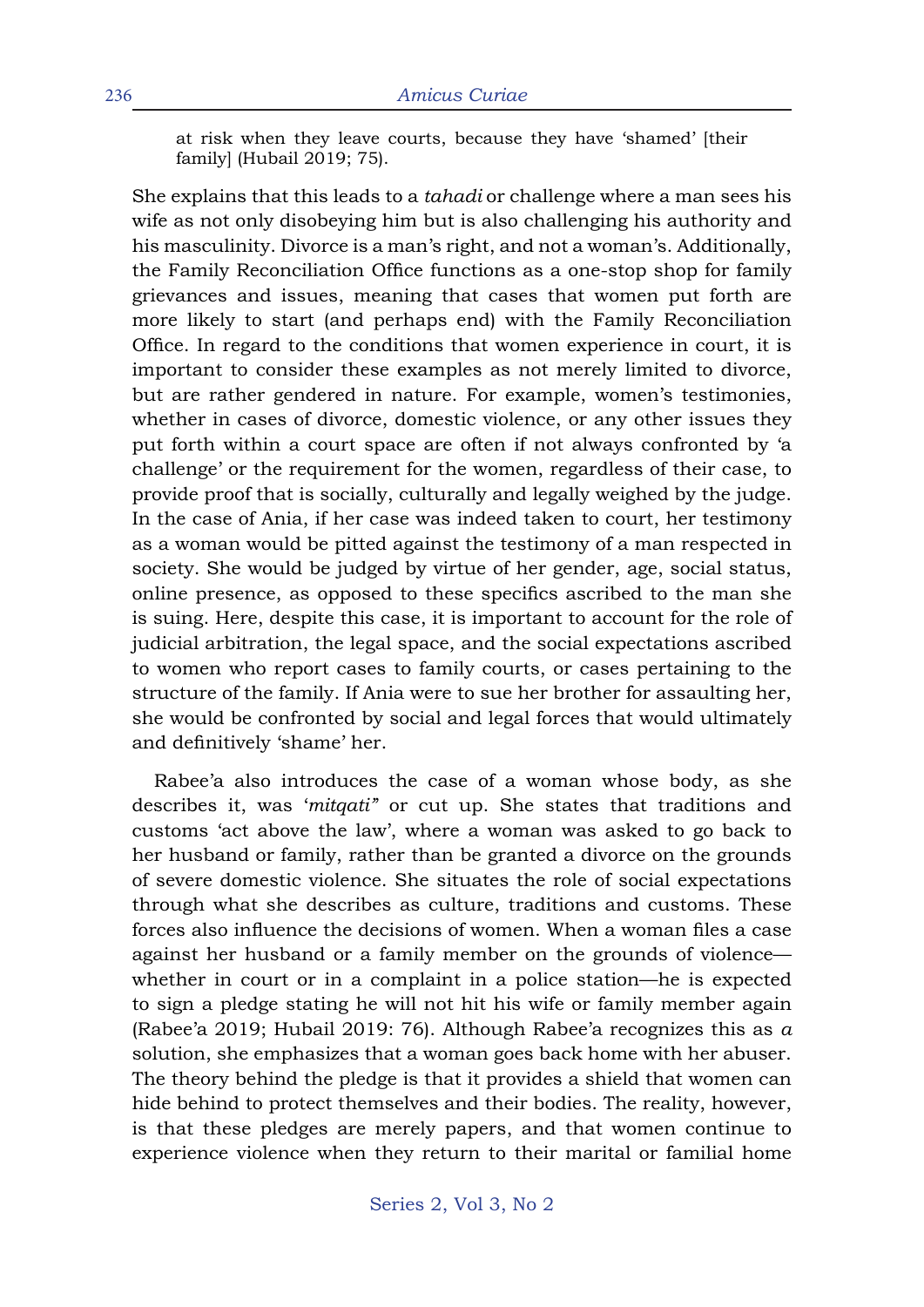at risk when they leave courts, because they have 'shamed' [their family] (Hubail 2019; 75).

She explains that this leads to a *tahadi* or challenge where a man sees his wife as not only disobeying him but is also challenging his authority and his masculinity. Divorce is a man's right, and not a woman's. Additionally, the Family Reconciliation Office functions as a one-stop shop for family grievances and issues, meaning that cases that women put forth are more likely to start (and perhaps end) with the Family Reconciliation Office. In regard to the conditions that women experience in court, it is important to consider these examples as not merely limited to divorce, but are rather gendered in nature. For example, women's testimonies, whether in cases of divorce, domestic violence, or any other issues they put forth within a court space are often if not always confronted by 'a challenge' or the requirement for the women, regardless of their case, to provide proof that is socially, culturally and legally weighed by the judge. In the case of Ania, if her case was indeed taken to court, her testimony as a woman would be pitted against the testimony of a man respected in society. She would be judged by virtue of her gender, age, social status, online presence, as opposed to these specifics ascribed to the man she is suing. Here, despite this case, it is important to account for the role of judicial arbitration, the legal space, and the social expectations ascribed to women who report cases to family courts, or cases pertaining to the structure of the family. If Ania were to sue her brother for assaulting her, she would be confronted by social and legal forces that would ultimately and definitively 'shame' her.

Rabee'a also introduces the case of a woman whose body, as she describes it, was '*mitqati"* or cut up. She states that traditions and customs 'act above the law', where a woman was asked to go back to her husband or family, rather than be granted a divorce on the grounds of severe domestic violence. She situates the role of social expectations through what she describes as culture, traditions and customs. These forces also influence the decisions of women. When a woman files a case against her husband or a family member on the grounds of violence—whether in court or in a complaint in a police station—he is expected to sign a pledge stating he will not hit his wife or family member again (Rabee'a 2019; Hubail 2019: 76). Although Rabee'a recognizes this as *a* solution, she emphasizes that a woman goes back home with her abuser. The theory behind the pledge is that it provides a shield that women can hide behind to protect themselves and their bodies. The reality, however, is that these pledges are merely papers, and that women continue to experience violence when they return to their marital or familial home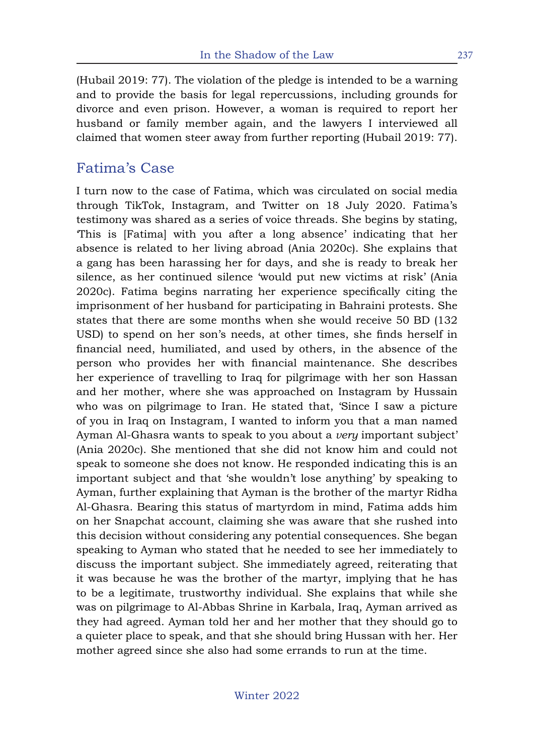(Hubail 2019: 77). The violation of the pledge is intended to be a warning and to provide the basis for legal repercussions, including grounds for divorce and even prison. However, a woman is required to report her husband or family member again, and the lawyers I interviewed all claimed that women steer away from further reporting (Hubail 2019: 77).

## Fatima's Case

I turn now to the case of Fatima, which was circulated on social media through TikTok, Instagram, and Twitter on 18 July 2020. Fatima's testimony was shared as a series of voice threads. She begins by stating, 'This is [Fatima] with you after a long absence' indicating that her absence is related to her living abroad (Ania 2020c). She explains that a gang has been harassing her for days, and she is ready to break her silence, as her continued silence 'would put new victims at risk' (Ania 2020c). Fatima begins narrating her experience specifically citing the imprisonment of her husband for participating in Bahraini protests. She states that there are some months when she would receive 50 BD (132 USD) to spend on her son's needs, at other times, she finds herself in financial need, humiliated, and used by others, in the absence of the person who provides her with financial maintenance. She describes her experience of travelling to Iraq for pilgrimage with her son Hassan and her mother, where she was approached on Instagram by Hussain who was on pilgrimage to Iran. He stated that, 'Since I saw a picture of you in Iraq on Instagram, I wanted to inform you that a man named Ayman Al-Ghasra wants to speak to you about a *very* important subject' (Ania 2020c). She mentioned that she did not know him and could not speak to someone she does not know. He responded indicating this is an important subject and that 'she wouldn't lose anything' by speaking to Ayman, further explaining that Ayman is the brother of the martyr Ridha Al-Ghasra. Bearing this status of martyrdom in mind, Fatima adds him on her Snapchat account, claiming she was aware that she rushed into this decision without considering any potential consequences. She began speaking to Ayman who stated that he needed to see her immediately to discuss the important subject. She immediately agreed, reiterating that it was because he was the brother of the martyr, implying that he has to be a legitimate, trustworthy individual. She explains that while she was on pilgrimage to Al-Abbas Shrine in Karbala, Iraq, Ayman arrived as they had agreed. Ayman told her and her mother that they should go to a quieter place to speak, and that she should bring Hussan with her. Her mother agreed since she also had some errands to run at the time.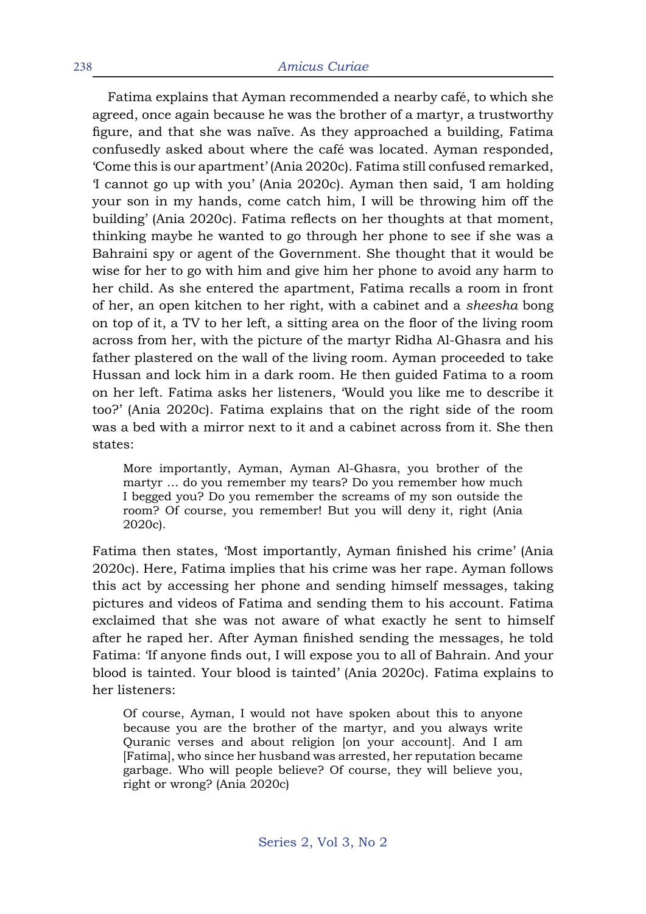Fatima explains that Ayman recommended a nearby café, to which she agreed, once again because he was the brother of a martyr, a trustworthy figure, and that she was naïve. As they approached a building, Fatima confusedly asked about where the café was located. Ayman responded, 'Come this is our apartment' (Ania 2020c). Fatima still confused remarked, 'I cannot go up with you' (Ania 2020c). Ayman then said, 'I am holding your son in my hands, come catch him, I will be throwing him off the building' (Ania 2020c). Fatima reflects on her thoughts at that moment, thinking maybe he wanted to go through her phone to see if she was a Bahraini spy or agent of the Government. She thought that it would be wise for her to go with him and give him her phone to avoid any harm to her child. As she entered the apartment, Fatima recalls a room in front of her, an open kitchen to her right, with a cabinet and a *sheesha* bong on top of it, a TV to her left, a sitting area on the floor of the living room across from her, with the picture of the martyr Ridha Al-Ghasra and his father plastered on the wall of the living room. Ayman proceeded to take Hussan and lock him in a dark room. He then guided Fatima to a room on her left. Fatima asks her listeners, 'Would you like me to describe it too?' (Ania 2020c). Fatima explains that on the right side of the room was a bed with a mirror next to it and a cabinet across from it. She then states:

> More importantly, Ayman, Ayman Al-Ghasra, you brother of the martyr … do you remember my tears? Do you remember how much I begged you? Do you remember the screams of my son outside the room? Of course, you remember! But you will deny it, right (Ania 2020c).

Fatima then states, 'Most importantly, Ayman finished his crime' (Ania 2020c). Here, Fatima implies that his crime was her rape. Ayman follows this act by accessing her phone and sending himself messages, taking pictures and videos of Fatima and sending them to his account. Fatima exclaimed that she was not aware of what exactly he sent to himself after he raped her. After Ayman finished sending the messages, he told Fatima: 'If anyone finds out, I will expose you to all of Bahrain. And your blood is tainted. Your blood is tainted' (Ania 2020c). Fatima explains to her listeners:

> Of course, Ayman, I would not have spoken about this to anyone because you are the brother of the martyr, and you always write Quranic verses and about religion [on your account]. And I am [Fatima], who since her husband was arrested, her reputation became garbage. Who will people believe? Of course, they will believe you, right or wrong? (Ania 2020c)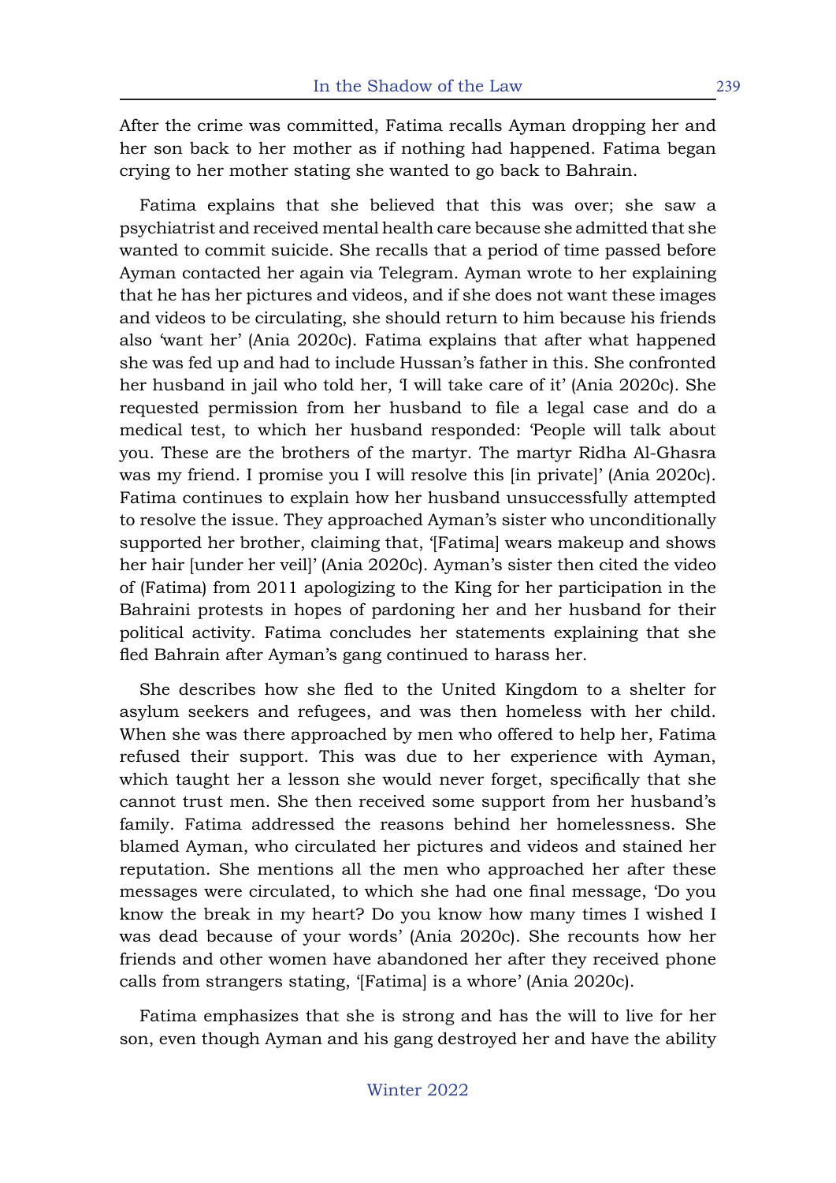After the crime was committed, Fatima recalls Ayman dropping her and her son back to her mother as if nothing had happened. Fatima began crying to her mother stating she wanted to go back to Bahrain.

Fatima explains that she believed that this was over; she saw a psychiatrist and received mental health care because she admitted that she wanted to commit suicide. She recalls that a period of time passed before Ayman contacted her again via Telegram. Ayman wrote to her explaining that he has her pictures and videos, and if she does not want these images and videos to be circulating, she should return to him because his friends also 'want her' (Ania 2020c). Fatima explains that after what happened she was fed up and had to include Hussan's father in this. She confronted her husband in jail who told her, 'I will take care of it' (Ania 2020c). She requested permission from her husband to file a legal case and do a medical test, to which her husband responded: 'People will talk about you. These are the brothers of the martyr. The martyr Ridha Al-Ghasra was my friend. I promise you I will resolve this [in private]' (Ania 2020c). Fatima continues to explain how her husband unsuccessfully attempted to resolve the issue. They approached Ayman's sister who unconditionally supported her brother, claiming that, '[Fatima] wears makeup and shows her hair [under her veil]' (Ania 2020c). Ayman's sister then cited the video of (Fatima) from 2011 apologizing to the King for her participation in the Bahraini protests in hopes of pardoning her and her husband for their political activity. Fatima concludes her statements explaining that she fled Bahrain after Ayman's gang continued to harass her.

She describes how she fled to the United Kingdom to a shelter for asylum seekers and refugees, and was then homeless with her child. When she was there approached by men who offered to help her, Fatima refused their support. This was due to her experience with Ayman, which taught her a lesson she would never forget, specifically that she cannot trust men. She then received some support from her husband's family. Fatima addressed the reasons behind her homelessness. She blamed Ayman, who circulated her pictures and videos and stained her reputation. She mentions all the men who approached her after these messages were circulated, to which she had one final message, 'Do you know the break in my heart? Do you know how many times I wished I was dead because of your words' (Ania 2020c). She recounts how her friends and other women have abandoned her after they received phone calls from strangers stating, '[Fatima] is a whore' (Ania 2020c).

Fatima emphasizes that she is strong and has the will to live for her son, even though Ayman and his gang destroyed her and have the ability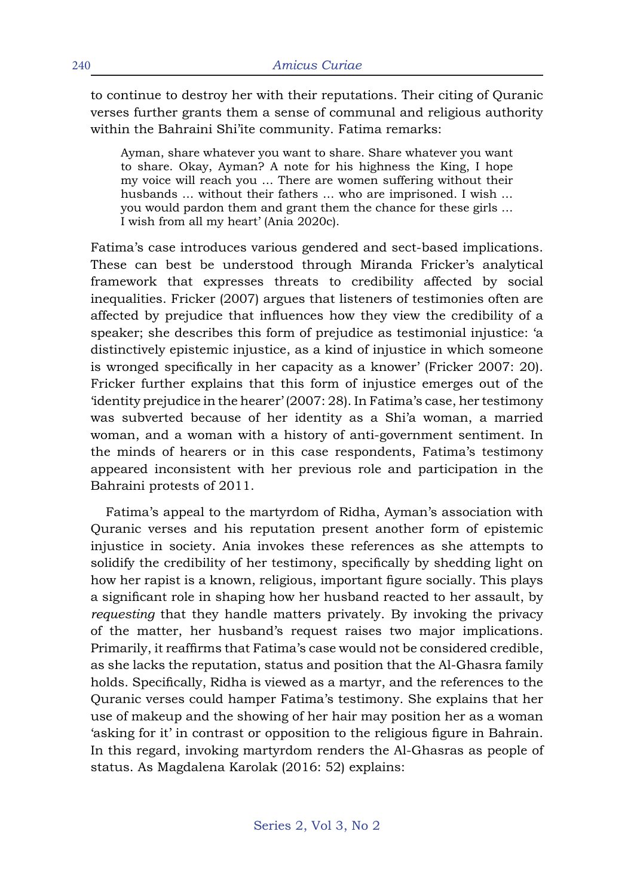to continue to destroy her with their reputations. Their citing of Quranic verses further grants them a sense of communal and religious authority within the Bahraini Shi'ite community. Fatima remarks:

> Ayman, share whatever you want to share. Share whatever you want to share. Okay, Ayman? A note for his highness the King, I hope my voice will reach you … There are women suffering without their husbands … without their fathers … who are imprisoned. I wish … you would pardon them and grant them the chance for these girls … I wish from all my heart' (Ania 2020c).

Fatima's case introduces various gendered and sect-based implications. These can best be understood through Miranda Fricker's analytical framework that expresses threats to credibility affected by social inequalities. Fricker (2007) argues that listeners of testimonies often are affected by prejudice that influences how they view the credibility of a speaker; she describes this form of prejudice as testimonial injustice: 'a distinctively epistemic injustice, as a kind of injustice in which someone is wronged specifically in her capacity as a knower' (Fricker 2007: 20). Fricker further explains that this form of injustice emerges out of the 'identity prejudice in the hearer' (2007: 28). In Fatima's case, her testimony was subverted because of her identity as a Shi'a woman, a married woman, and a woman with a history of anti-government sentiment. In the minds of hearers or in this case respondents, Fatima's testimony appeared inconsistent with her previous role and participation in the Bahraini protests of 2011.

Fatima's appeal to the martyrdom of Ridha, Ayman's association with Quranic verses and his reputation present another form of epistemic injustice in society. Ania invokes these references as she attempts to solidify the credibility of her testimony, specifically by shedding light on how her rapist is a known, religious, important figure socially. This plays a significant role in shaping how her husband reacted to her assault, by *requesting* that they handle matters privately. By invoking the privacy of the matter, her husband's request raises two major implications. Primarily, it reaffirms that Fatima's case would not be considered credible, as she lacks the reputation, status and position that the Al-Ghasra family holds. Specifically, Ridha is viewed as a martyr, and the references to the Quranic verses could hamper Fatima's testimony. She explains that her use of makeup and the showing of her hair may position her as a woman 'asking for it' in contrast or opposition to the religious figure in Bahrain. In this regard, invoking martyrdom renders the Al-Ghasras as people of status. As Magdalena Karolak (2016: 52) explains: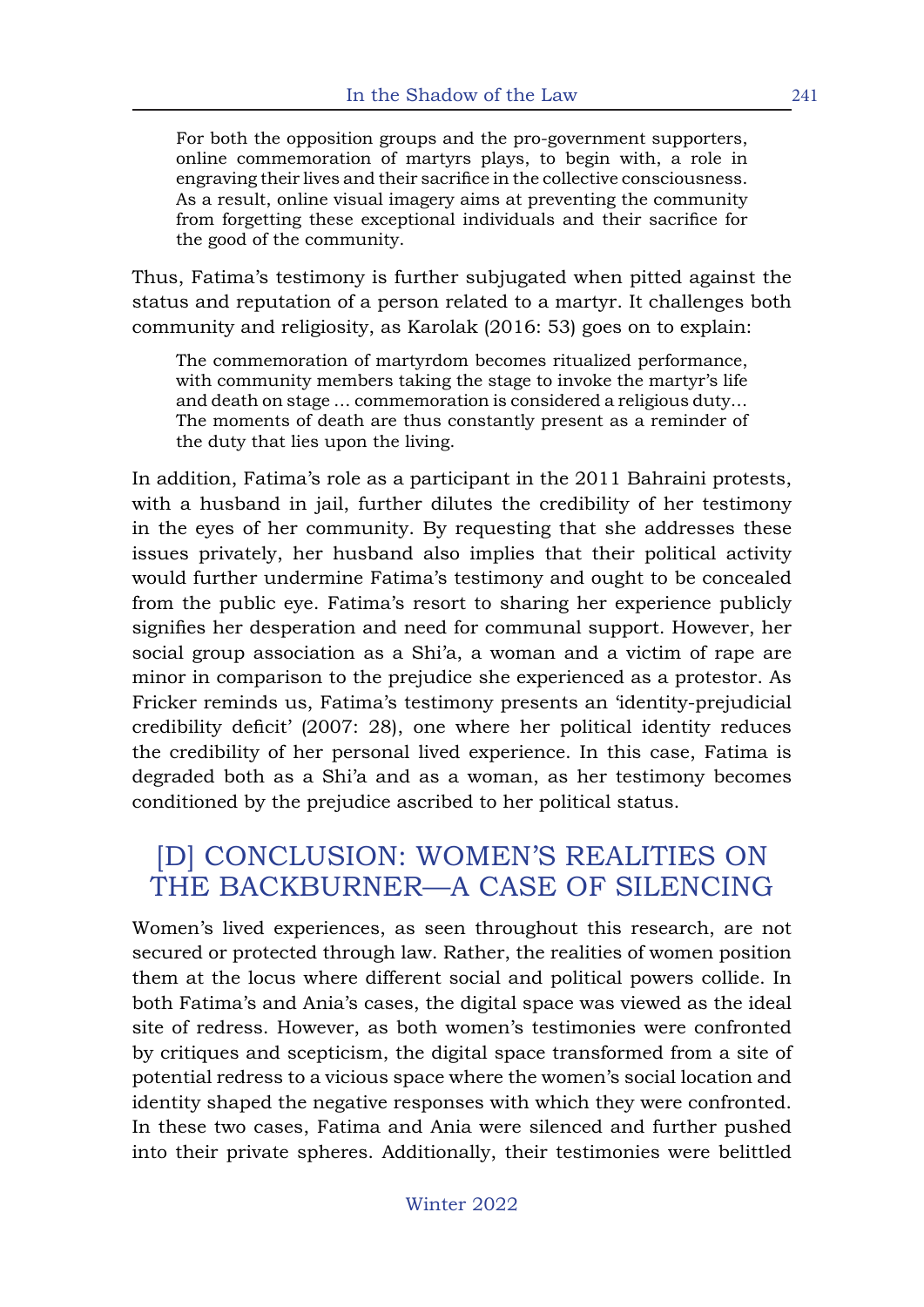> For both the opposition groups and the pro-government supporters, online commemoration of martyrs plays, to begin with, a role in engraving their lives and their sacrifice in the collective consciousness. As a result, online visual imagery aims at preventing the community from forgetting these exceptional individuals and their sacrifice for the good of the community.

Thus, Fatima's testimony is further subjugated when pitted against the status and reputation of a person related to a martyr. It challenges both community and religiosity, as Karolak (2016: 53) goes on to explain:

> The commemoration of martyrdom becomes ritualized performance, with community members taking the stage to invoke the martyr's life and death on stage … commemoration is considered a religious duty… The moments of death are thus constantly present as a reminder of the duty that lies upon the living.

In addition, Fatima's role as a participant in the 2011 Bahraini protests, with a husband in jail, further dilutes the credibility of her testimony in the eyes of her community. By requesting that she addresses these issues privately, her husband also implies that their political activity would further undermine Fatima's testimony and ought to be concealed from the public eye. Fatima's resort to sharing her experience publicly signifies her desperation and need for communal support. However, her social group association as a Shi'a, a woman and a victim of rape are minor in comparison to the prejudice she experienced as a protestor. As Fricker reminds us, Fatima's testimony presents an 'identity-prejudicial credibility deficit' (2007: 28), one where her political identity reduces the credibility of her personal lived experience. In this case, Fatima is degraded both as a Shi'a and as a woman, as her testimony becomes conditioned by the prejudice ascribed to her political status.

## [D] CONCLUSION: WOMEN'S REALITIES ON THE BACKBURNER—A CASE OF SILENCING

Women's lived experiences, as seen throughout this research, are not secured or protected through law. Rather, the realities of women position them at the locus where different social and political powers collide. In both Fatima's and Ania's cases, the digital space was viewed as the ideal site of redress. However, as both women's testimonies were confronted by critiques and scepticism, the digital space transformed from a site of potential redress to a vicious space where the women's social location and identity shaped the negative responses with which they were confronted. In these two cases, Fatima and Ania were silenced and further pushed into their private spheres. Additionally, their testimonies were belittled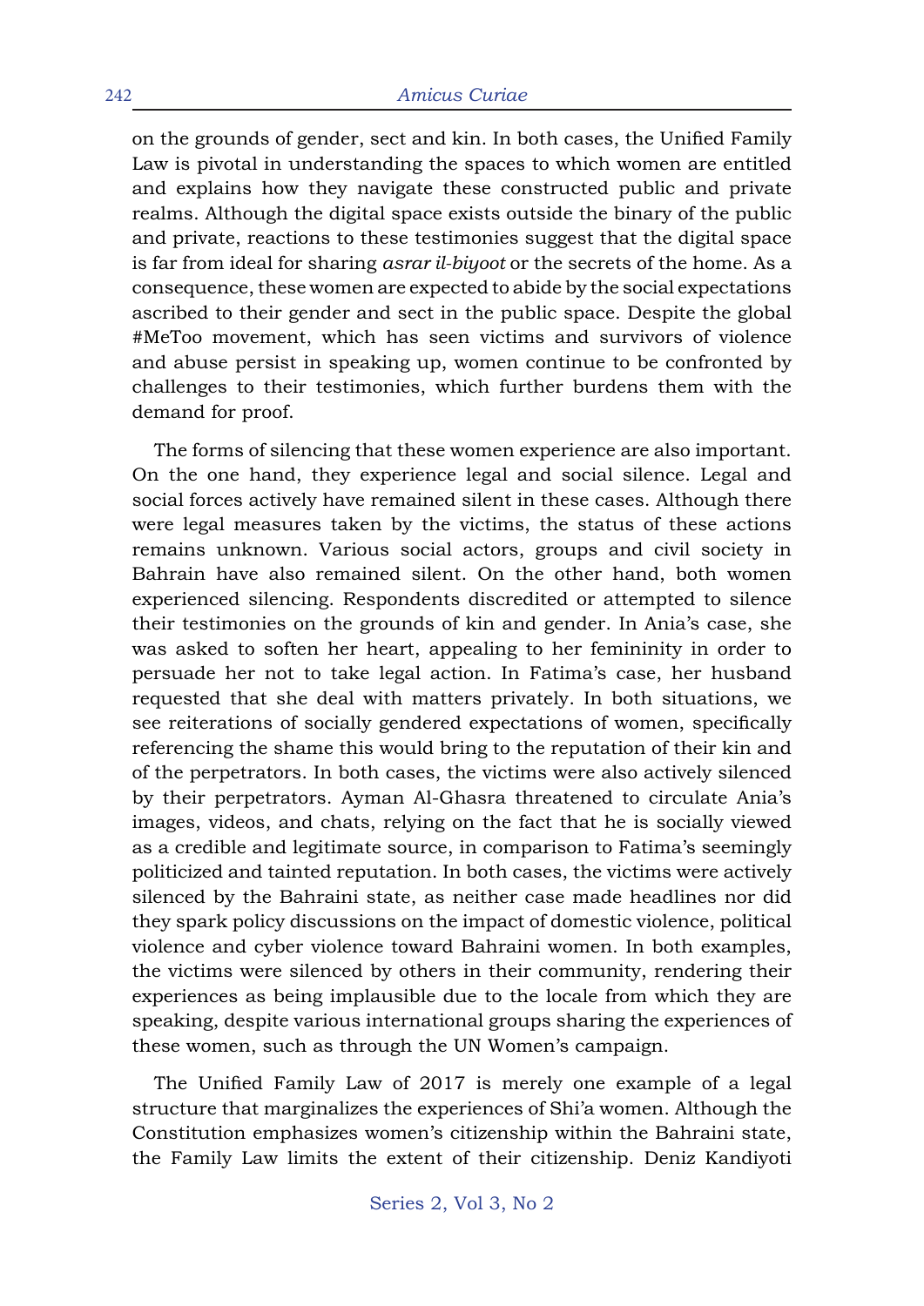on the grounds of gender, sect and kin. In both cases, the Unified Family Law is pivotal in understanding the spaces to which women are entitled and explains how they navigate these constructed public and private realms. Although the digital space exists outside the binary of the public and private, reactions to these testimonies suggest that the digital space is far from ideal for sharing *asrar il-biyoot* or the secrets of the home. As a consequence, these women are expected to abide by the social expectations ascribed to their gender and sect in the public space. Despite the global #MeToo movement, which has seen victims and survivors of violence and abuse persist in speaking up, women continue to be confronted by challenges to their testimonies, which further burdens them with the demand for proof.

The forms of silencing that these women experience are also important. On the one hand, they experience legal and social silence. Legal and social forces actively have remained silent in these cases. Although there were legal measures taken by the victims, the status of these actions remains unknown. Various social actors, groups and civil society in Bahrain have also remained silent. On the other hand, both women experienced silencing. Respondents discredited or attempted to silence their testimonies on the grounds of kin and gender. In Ania's case, she was asked to soften her heart, appealing to her femininity in order to persuade her not to take legal action. In Fatima's case, her husband requested that she deal with matters privately. In both situations, we see reiterations of socially gendered expectations of women, specifically referencing the shame this would bring to the reputation of their kin and of the perpetrators. In both cases, the victims were also actively silenced by their perpetrators. Ayman Al-Ghasra threatened to circulate Ania's images, videos, and chats, relying on the fact that he is socially viewed as a credible and legitimate source, in comparison to Fatima's seemingly politicized and tainted reputation. In both cases, the victims were actively silenced by the Bahraini state, as neither case made headlines nor did they spark policy discussions on the impact of domestic violence, political violence and cyber violence toward Bahraini women. In both examples, the victims were silenced by others in their community, rendering their experiences as being implausible due to the locale from which they are speaking, despite various international groups sharing the experiences of these women, such as through the UN Women's campaign.

The Unified Family Law of 2017 is merely one example of a legal structure that marginalizes the experiences of Shi'a women. Although the Constitution emphasizes women's citizenship within the Bahraini state, the Family Law limits the extent of their citizenship. Deniz Kandiyoti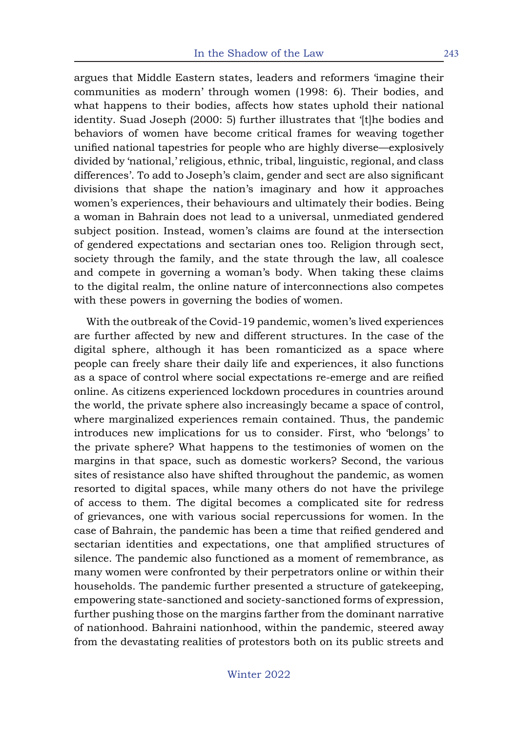argues that Middle Eastern states, leaders and reformers 'imagine their communities as modern' through women (1998: 6). Their bodies, and what happens to their bodies, affects how states uphold their national identity. Suad Joseph (2000: 5) further illustrates that '[t]he bodies and behaviors of women have become critical frames for weaving together unified national tapestries for people who are highly diverse—explosively divided by 'national,' religious, ethnic, tribal, linguistic, regional, and class differences'. To add to Joseph's claim, gender and sect are also significant divisions that shape the nation's imaginary and how it approaches women's experiences, their behaviours and ultimately their bodies. Being a woman in Bahrain does not lead to a universal, unmediated gendered subject position. Instead, women's claims are found at the intersection of gendered expectations and sectarian ones too. Religion through sect, society through the family, and the state through the law, all coalesce and compete in governing a woman's body. When taking these claims to the digital realm, the online nature of interconnections also competes with these powers in governing the bodies of women.

With the outbreak of the Covid-19 pandemic, women's lived experiences are further affected by new and different structures. In the case of the digital sphere, although it has been romanticized as a space where people can freely share their daily life and experiences, it also functions as a space of control where social expectations re-emerge and are reified online. As citizens experienced lockdown procedures in countries around the world, the private sphere also increasingly became a space of control, where marginalized experiences remain contained. Thus, the pandemic introduces new implications for us to consider. First, who 'belongs' to the private sphere? What happens to the testimonies of women on the margins in that space, such as domestic workers? Second, the various sites of resistance also have shifted throughout the pandemic, as women resorted to digital spaces, while many others do not have the privilege of access to them. The digital becomes a complicated site for redress of grievances, one with various social repercussions for women. In the case of Bahrain, the pandemic has been a time that reified gendered and sectarian identities and expectations, one that amplified structures of silence. The pandemic also functioned as a moment of remembrance, as many women were confronted by their perpetrators online or within their households. The pandemic further presented a structure of gatekeeping, empowering state-sanctioned and society-sanctioned forms of expression, further pushing those on the margins farther from the dominant narrative of nationhood. Bahraini nationhood, within the pandemic, steered away from the devastating realities of protestors both on its public streets and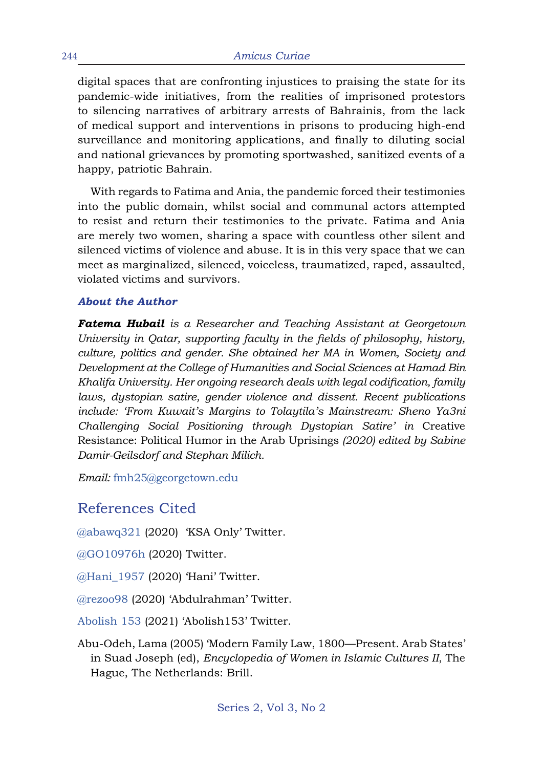digital spaces that are confronting injustices to praising the state for its pandemic-wide initiatives, from the realities of imprisoned protestors to silencing narratives of arbitrary arrests of Bahrainis, from the lack of medical support and interventions in prisons to producing high-end surveillance and monitoring applications, and finally to diluting social and national grievances by promoting sportwashed, sanitized events of a happy, patriotic Bahrain.

With regards to Fatima and Ania, the pandemic forced their testimonies into the public domain, whilst social and communal actors attempted to resist and return their testimonies to the private. Fatima and Ania are merely two women, sharing a space with countless other silent and silenced victims of violence and abuse. It is in this very space that we can meet as marginalized, silenced, voiceless, traumatized, raped, assaulted, violated victims and survivors.

### About the Author

***Fatema Hubail*** *is a Researcher and Teaching Assistant at Georgetown University in Qatar, supporting faculty in the fields of philosophy, history, culture, politics and gender. She obtained her MA in Women, Society and Development at the College of Humanities and Social Sciences at Hamad Bin Khalifa University. Her ongoing research deals with legal codification, family laws, dystopian satire, gender violence and dissent. Recent publications include: 'From Kuwait's Margins to Tolaytila's Mainstream: Sheno Ya3ni Challenging Social Positioning through Dystopian Satire' in* Creative Resistance: Political Humor in the Arab Uprisings *(2020) edited by Sabine Damir-Geilsdorf and Stephan Milich.*

*Email:* fmh25@georgetown.edu

## References Cited

@abawq321 (2020) 'KSA Only' Twitter.

@GO10976h (2020) Twitter.

@Hani_1957 (2020) 'Hani' Twitter.

@rezoo98 (2020) 'Abdulrahman' Twitter.

Abolish 153 (2021) 'Abolish153' Twitter.

Abu-Odeh, Lama (2005) 'Modern Family Law, 1800—Present. Arab States' in Suad Joseph (ed), *Encyclopedia of Women in Islamic Cultures II*, The Hague, The Netherlands: Brill.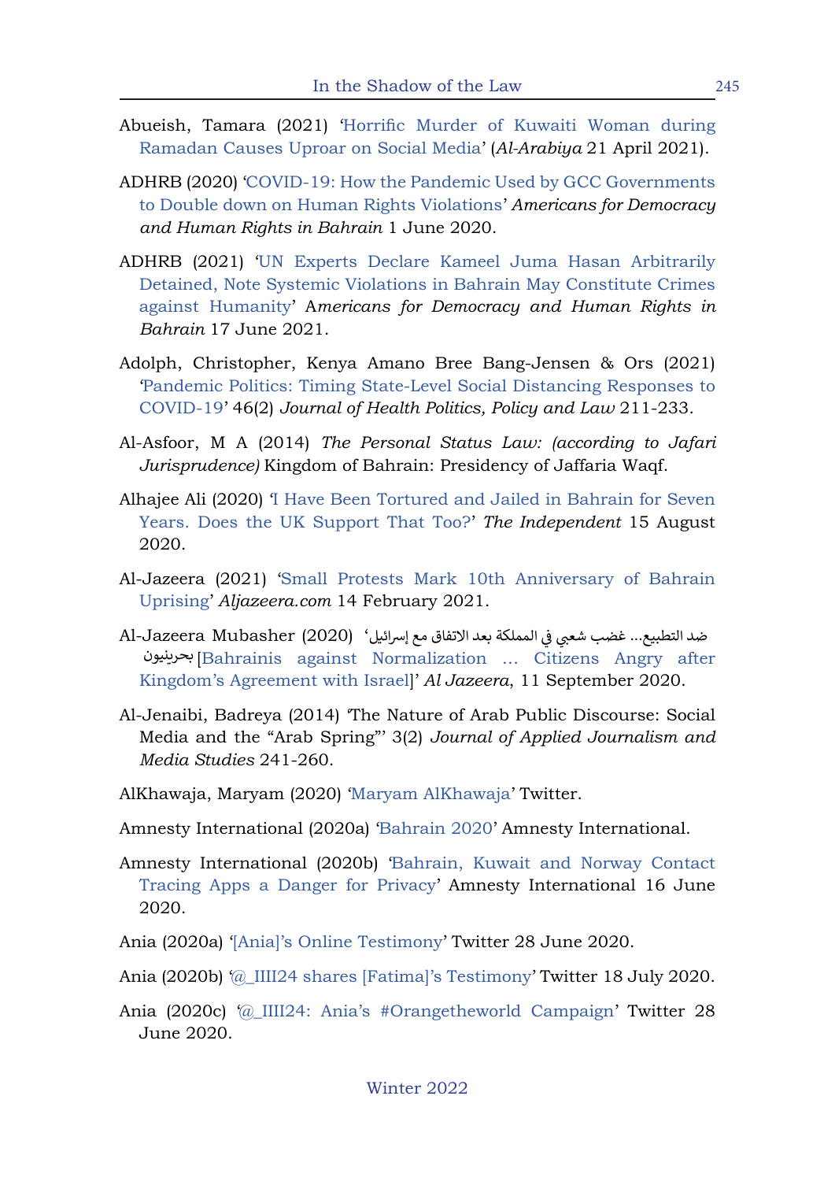Abueish, Tamara (2021) 'Horrific Murder of Kuwaiti Woman during Ramadan Causes Uproar on Social Media' (*Al-Arabiya* 21 April 2021).

ADHRB (2020) 'COVID-19: How the Pandemic Used by GCC Governments to Double down on Human Rights Violations' *Americans for Democracy and Human Rights in Bahrain* 1 June 2020.

ADHRB (2021) 'UN Experts Declare Kameel Juma Hasan Arbitrarily Detained, Note Systemic Violations in Bahrain May Constitute Crimes against Humanity' A*mericans for Democracy and Human Rights in Bahrain* 17 June 2021.

Adolph, Christopher, Kenya Amano Bree Bang-Jensen & Ors (2021) 'Pandemic Politics: Timing State-Level Social Distancing Responses to COVID-19' 46(2) *Journal of Health Politics, Policy and Law* 211-233.

Al-Asfoor, M A (2014) *The Personal Status Law: (according to Jafari Jurisprudence)* Kingdom of Bahrain: Presidency of Jaffaria Waqf.

Alhajee Ali (2020) 'I Have Been Tortured and Jailed in Bahrain for Seven Years. Does the UK Support That Too?' *The Independent* 15 August 2020.

Al-Jazeera (2021) 'Small Protests Mark 10th Anniversary of Bahrain Uprising' *Aljazeera.com* 14 February 2021.

Al-Jazeera Mubasher (2020) 'بحرينيون ضد التطبيع... غضب شعبي في المملكة بعد الاتفاق مع إسرائيل [Bahrainis against Normalization … Citizens Angry after Kingdom's Agreement with Israel]' *Al Jazeera*, 11 September 2020.

Al-Jenaibi, Badreya (2014) 'The Nature of Arab Public Discourse: Social Media and the "Arab Spring"' 3(2) *Journal of Applied Journalism and Media Studies* 241-260.

AlKhawaja, Maryam (2020) 'Maryam AlKhawaja' Twitter.

Amnesty International (2020a) 'Bahrain 2020' Amnesty International.

Amnesty International (2020b) 'Bahrain, Kuwait and Norway Contact Tracing Apps a Danger for Privacy' Amnesty International 16 June 2020.

Ania (2020a) '[Ania]'s Online Testimony' Twitter 28 June 2020.

Ania (2020b) '@_IIII24 shares [Fatima]'s Testimony' Twitter 18 July 2020.

Ania (2020c) '@_IIII24: Ania's #Orangetheworld Campaign' Twitter 28 June 2020.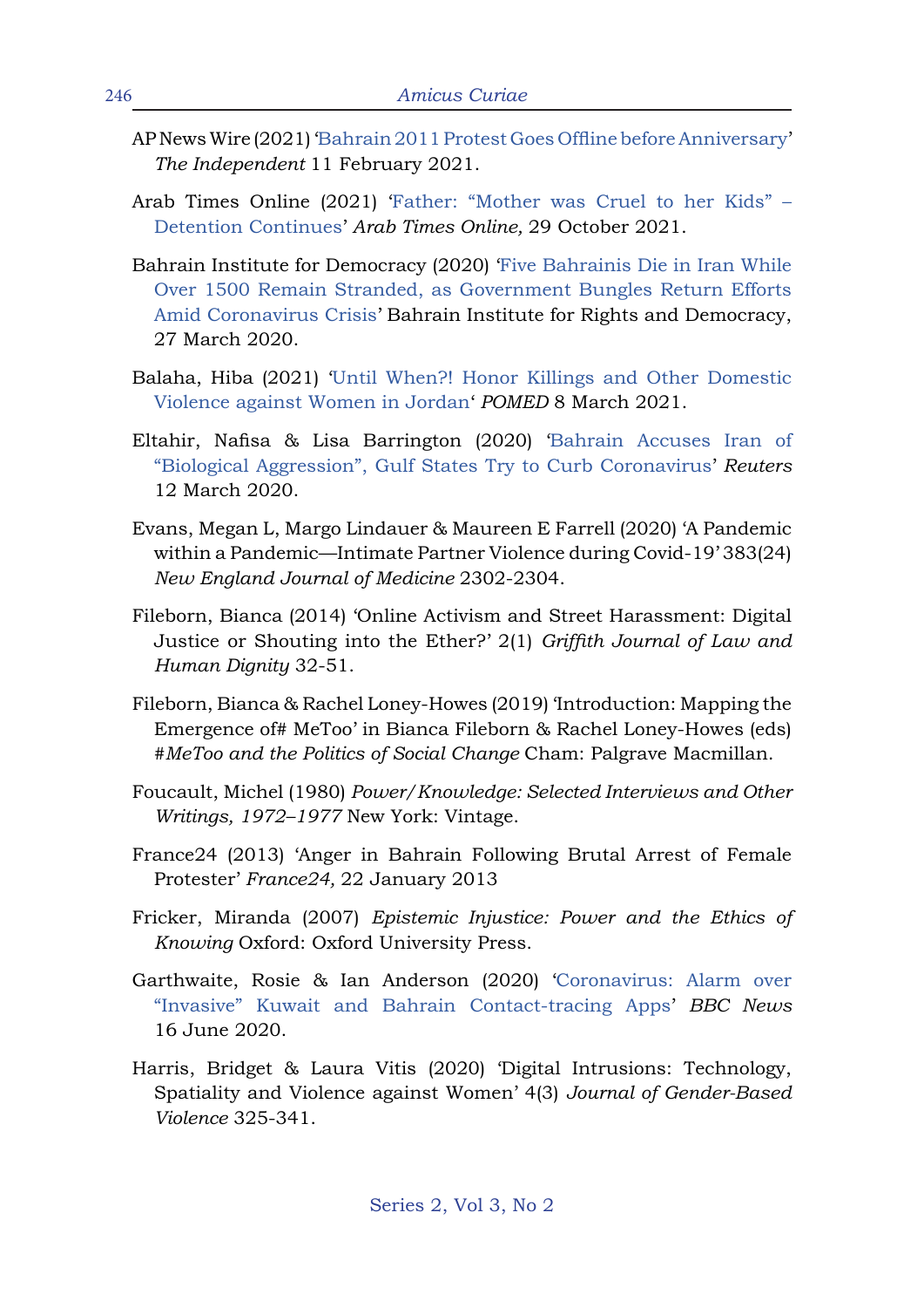AP News Wire (2021) 'Bahrain 2011 Protest Goes Offline before Anniversary' *The Independent* 11 February 2021.

Arab Times Online (2021) 'Father: "Mother was Cruel to her Kids" – Detention Continues' *Arab Times Online,* 29 October 2021.

Bahrain Institute for Democracy (2020) 'Five Bahrainis Die in Iran While Over 1500 Remain Stranded, as Government Bungles Return Efforts Amid Coronavirus Crisis' Bahrain Institute for Rights and Democracy, 27 March 2020.

Balaha, Hiba (2021) 'Until When?! Honor Killings and Other Domestic Violence against Women in Jordan' *POMED* 8 March 2021.

Eltahir, Nafisa & Lisa Barrington (2020) 'Bahrain Accuses Iran of "Biological Aggression", Gulf States Try to Curb Coronavirus' *Reuters* 12 March 2020.

Evans, Megan L, Margo Lindauer & Maureen E Farrell (2020) 'A Pandemic within a Pandemic—Intimate Partner Violence during Covid-19' 383(24) *New England Journal of Medicine* 2302-2304.

Fileborn, Bianca (2014) 'Online Activism and Street Harassment: Digital Justice or Shouting into the Ether?' 2(1) *Griffith Journal of Law and Human Dignity* 32-51.

Fileborn, Bianca & Rachel Loney-Howes (2019) 'Introduction: Mapping the Emergence of# MeToo' in Bianca Fileborn & Rachel Loney-Howes (eds) *#MeToo and the Politics of Social Change* Cham: Palgrave Macmillan.

Foucault, Michel (1980) *Power/Knowledge: Selected Interviews and Other Writings, 1972–1977* New York: Vintage.

France24 (2013) 'Anger in Bahrain Following Brutal Arrest of Female Protester' *France24,* 22 January 2013

Fricker, Miranda (2007) *Epistemic Injustice: Power and the Ethics of Knowing* Oxford: Oxford University Press.

Garthwaite, Rosie & Ian Anderson (2020) 'Coronavirus: Alarm over "Invasive" Kuwait and Bahrain Contact-tracing Apps' *BBC News* 16 June 2020.

Harris, Bridget & Laura Vitis (2020) 'Digital Intrusions: Technology, Spatiality and Violence against Women' 4(3) *Journal of Gender-Based Violence* 325-341.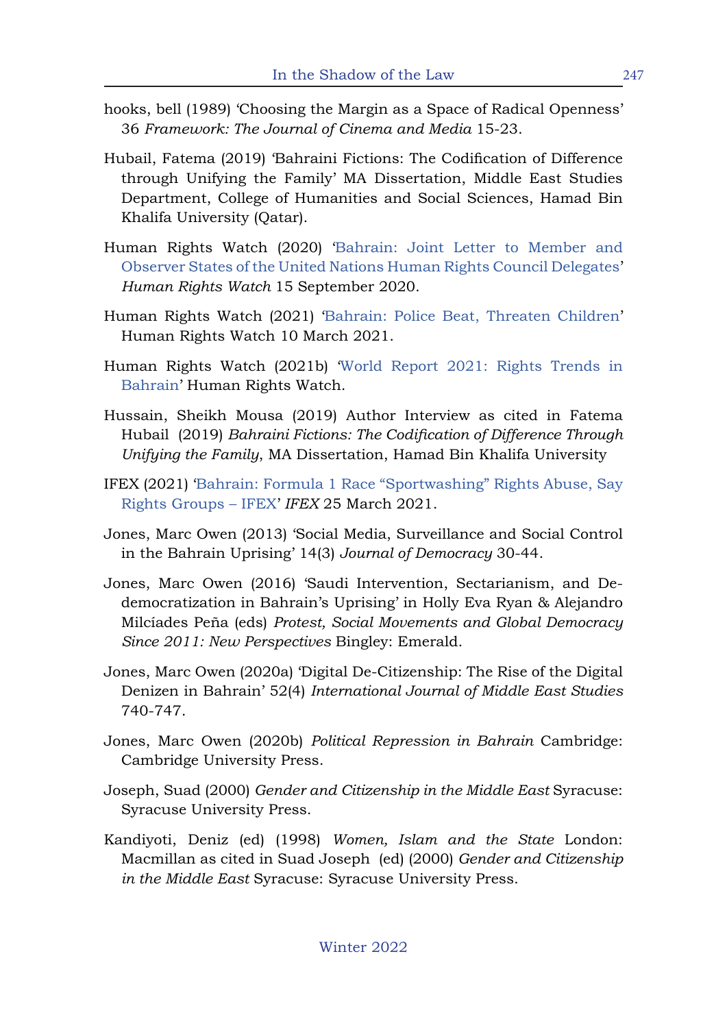hooks, bell (1989) 'Choosing the Margin as a Space of Radical Openness' 36 *Framework: The Journal of Cinema and Media* 15-23.

Hubail, Fatema (2019) 'Bahraini Fictions: The Codification of Difference through Unifying the Family' MA Dissertation, Middle East Studies Department, College of Humanities and Social Sciences, Hamad Bin Khalifa University (Qatar).

Human Rights Watch (2020) 'Bahrain: Joint Letter to Member and Observer States of the United Nations Human Rights Council Delegates' *Human Rights Watch* 15 September 2020.

Human Rights Watch (2021) 'Bahrain: Police Beat, Threaten Children' Human Rights Watch 10 March 2021.

Human Rights Watch (2021b) 'World Report 2021: Rights Trends in Bahrain' Human Rights Watch.

Hussain, Sheikh Mousa (2019) Author Interview as cited in Fatema Hubail (2019) *Bahraini Fictions: The Codification of Difference Through Unifying the Family*, MA Dissertation, Hamad Bin Khalifa University

IFEX (2021) 'Bahrain: Formula 1 Race "Sportswashing" Rights Abuse, Say Rights Groups – IFEX' *IFEX* 25 March 2021.

Jones, Marc Owen (2013) 'Social Media, Surveillance and Social Control in the Bahrain Uprising' 14(3) *Journal of Democracy* 30-44.

Jones, Marc Owen (2016) 'Saudi Intervention, Sectarianism, and De-democratization in Bahrain's Uprising' in Holly Eva Ryan & Alejandro Milcíades Peña (eds) *Protest, Social Movements and Global Democracy Since 2011: New Perspectives* Bingley: Emerald.

Jones, Marc Owen (2020a) 'Digital De-Citizenship: The Rise of the Digital Denizen in Bahrain' 52(4) *International Journal of Middle East Studies* 740-747.

Jones, Marc Owen (2020b) *Political Repression in Bahrain* Cambridge: Cambridge University Press.

Joseph, Suad (2000) *Gender and Citizenship in the Middle East* Syracuse: Syracuse University Press.

Kandiyoti, Deniz (ed) (1998) *Women, Islam and the State* London: Macmillan as cited in Suad Joseph (ed) (2000) *Gender and Citizenship in the Middle East* Syracuse: Syracuse University Press.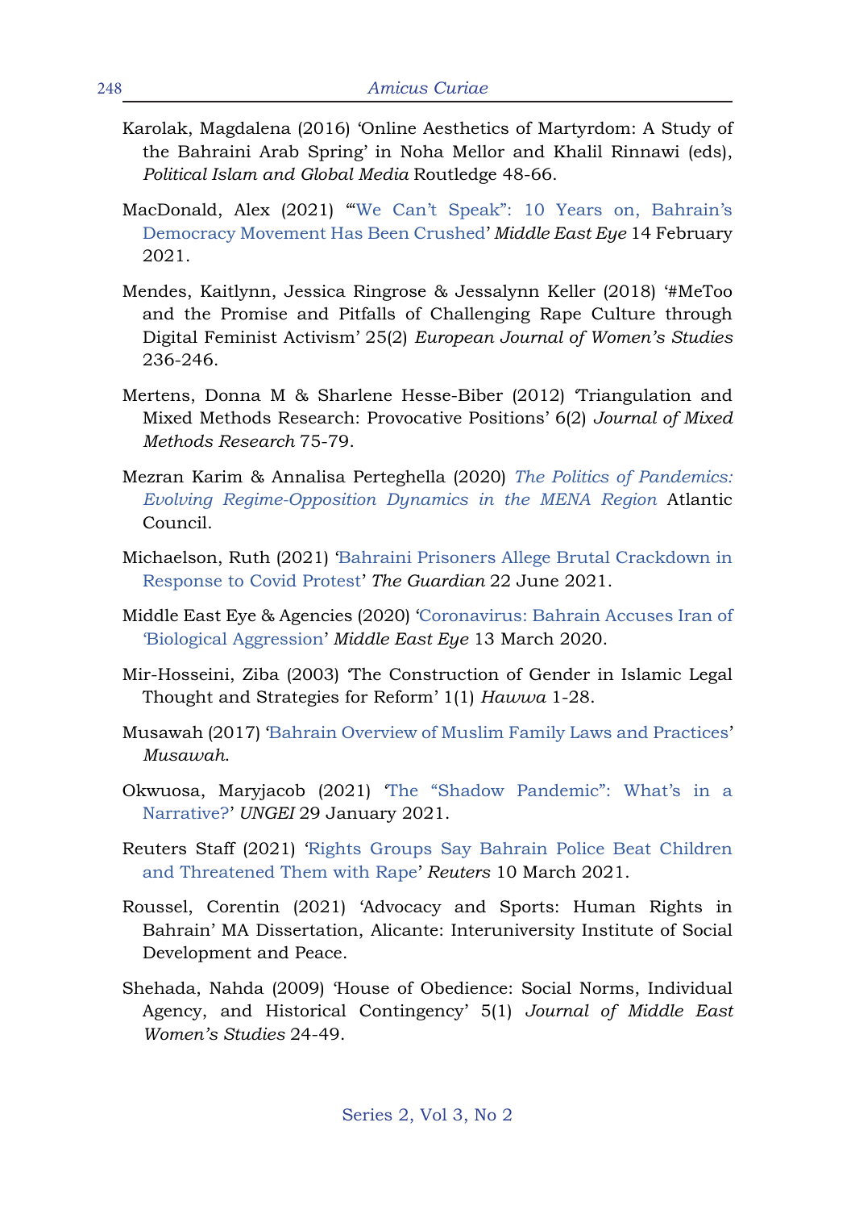Karolak, Magdalena (2016) 'Online Aesthetics of Martyrdom: A Study of the Bahraini Arab Spring' in Noha Mellor and Khalil Rinnawi (eds), *Political Islam and Global Media* Routledge 48-66.

MacDonald, Alex (2021) '"We Can't Speak": 10 Years on, Bahrain's Democracy Movement Has Been Crushed' *Middle East Eye* 14 February 2021.

Mendes, Kaitlynn, Jessica Ringrose & Jessalynn Keller (2018) '#MeToo and the Promise and Pitfalls of Challenging Rape Culture through Digital Feminist Activism' 25(2) *European Journal of Women's Studies* 236-246.

Mertens, Donna M & Sharlene Hesse-Biber (2012) 'Triangulation and Mixed Methods Research: Provocative Positions' 6(2) *Journal of Mixed Methods Research* 75-79.

Mezran Karim & Annalisa Perteghella (2020) *The Politics of Pandemics: Evolving Regime-Opposition Dynamics in the MENA Region* Atlantic Council.

Michaelson, Ruth (2021) 'Bahraini Prisoners Allege Brutal Crackdown in Response to Covid Protest' *The Guardian* 22 June 2021.

Middle East Eye & Agencies (2020) 'Coronavirus: Bahrain Accuses Iran of 'Biological Aggression' *Middle East Eye* 13 March 2020.

Mir-Hosseini, Ziba (2003) 'The Construction of Gender in Islamic Legal Thought and Strategies for Reform' 1(1) *Hawwa* 1-28.

Musawah (2017) 'Bahrain Overview of Muslim Family Laws and Practices' *Musawah*.

Okwuosa, Maryjacob (2021) 'The "Shadow Pandemic": What's in a Narrative?' *UNGEI* 29 January 2021.

Reuters Staff (2021) 'Rights Groups Say Bahrain Police Beat Children and Threatened Them with Rape' *Reuters* 10 March 2021.

Roussel, Corentin (2021) 'Advocacy and Sports: Human Rights in Bahrain' MA Dissertation, Alicante: Interuniversity Institute of Social Development and Peace.

Shehada, Nahda (2009) 'House of Obedience: Social Norms, Individual Agency, and Historical Contingency' 5(1) *Journal of Middle East Women's Studies* 24-49.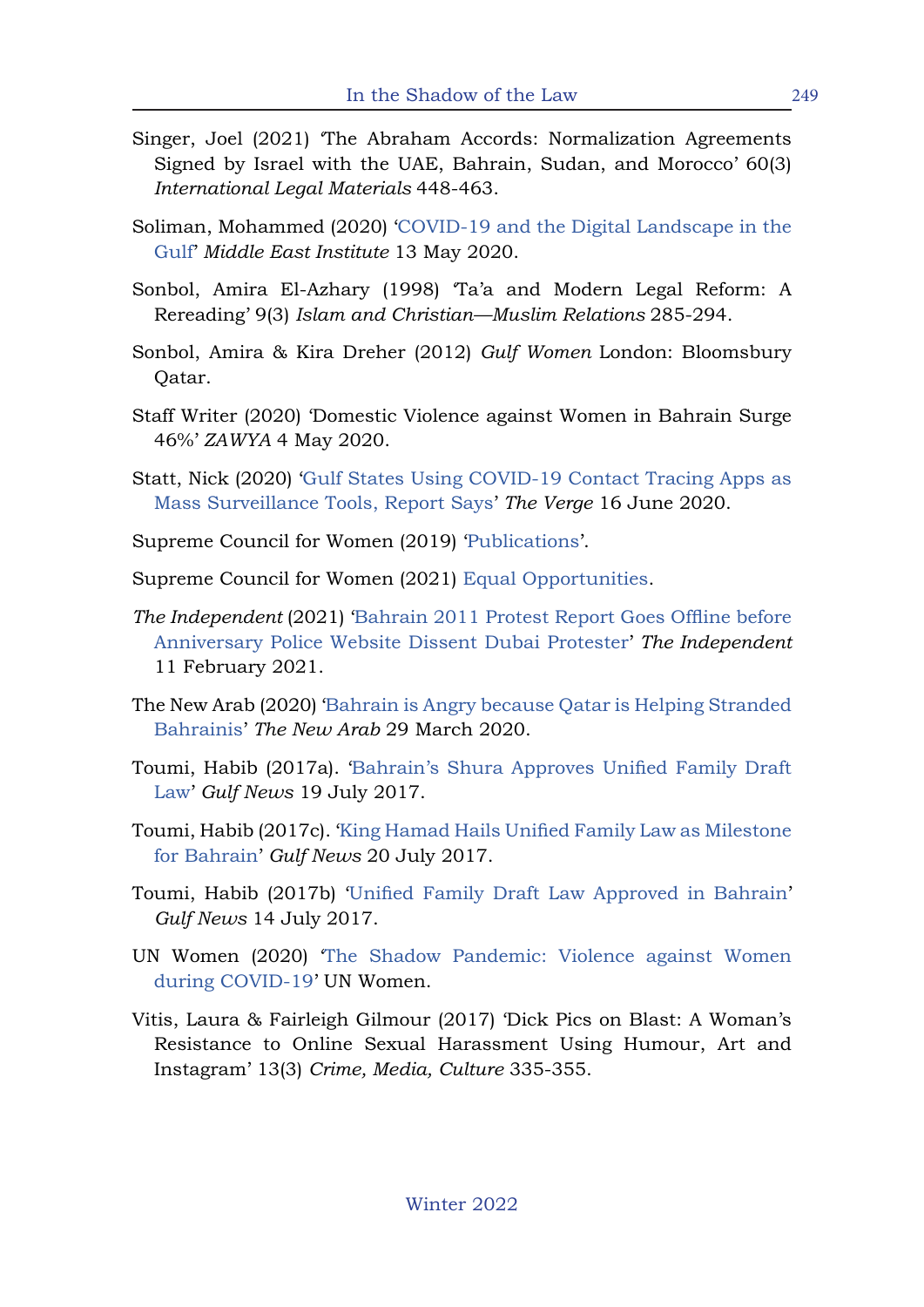Singer, Joel (2021) 'The Abraham Accords: Normalization Agreements Signed by Israel with the UAE, Bahrain, Sudan, and Morocco' 60(3) *International Legal Materials* 448-463.

Soliman, Mohammed (2020) 'COVID-19 and the Digital Landscape in the Gulf' *Middle East Institute* 13 May 2020.

Sonbol, Amira El-Azhary (1998) 'Ta'a and Modern Legal Reform: A Rereading' 9(3) *Islam and Christian—Muslim Relations* 285-294.

Sonbol, Amira & Kira Dreher (2012) *Gulf Women* London: Bloomsbury Qatar.

Staff Writer (2020) 'Domestic Violence against Women in Bahrain Surge 46%' *ZAWYA* 4 May 2020.

Statt, Nick (2020) 'Gulf States Using COVID-19 Contact Tracing Apps as Mass Surveillance Tools, Report Says' *The Verge* 16 June 2020.

Supreme Council for Women (2019) 'Publications'.

Supreme Council for Women (2021) Equal Opportunities.

*The Independent* (2021) 'Bahrain 2011 Protest Report Goes Offline before Anniversary Police Website Dissent Dubai Protester' *The Independent* 11 February 2021.

The New Arab (2020) 'Bahrain is Angry because Qatar is Helping Stranded Bahrainis' *The New Arab* 29 March 2020.

Toumi, Habib (2017a). 'Bahrain's Shura Approves Unified Family Draft Law' *Gulf News* 19 July 2017.

Toumi, Habib (2017c). 'King Hamad Hails Unified Family Law as Milestone for Bahrain' *Gulf News* 20 July 2017.

Toumi, Habib (2017b) 'Unified Family Draft Law Approved in Bahrain' *Gulf News* 14 July 2017.

UN Women (2020) 'The Shadow Pandemic: Violence against Women during COVID-19' UN Women.

Vitis, Laura & Fairleigh Gilmour (2017) 'Dick Pics on Blast: A Woman's Resistance to Online Sexual Harassment Using Humour, Art and Instagram' 13(3) *Crime, Media, Culture* 335-355.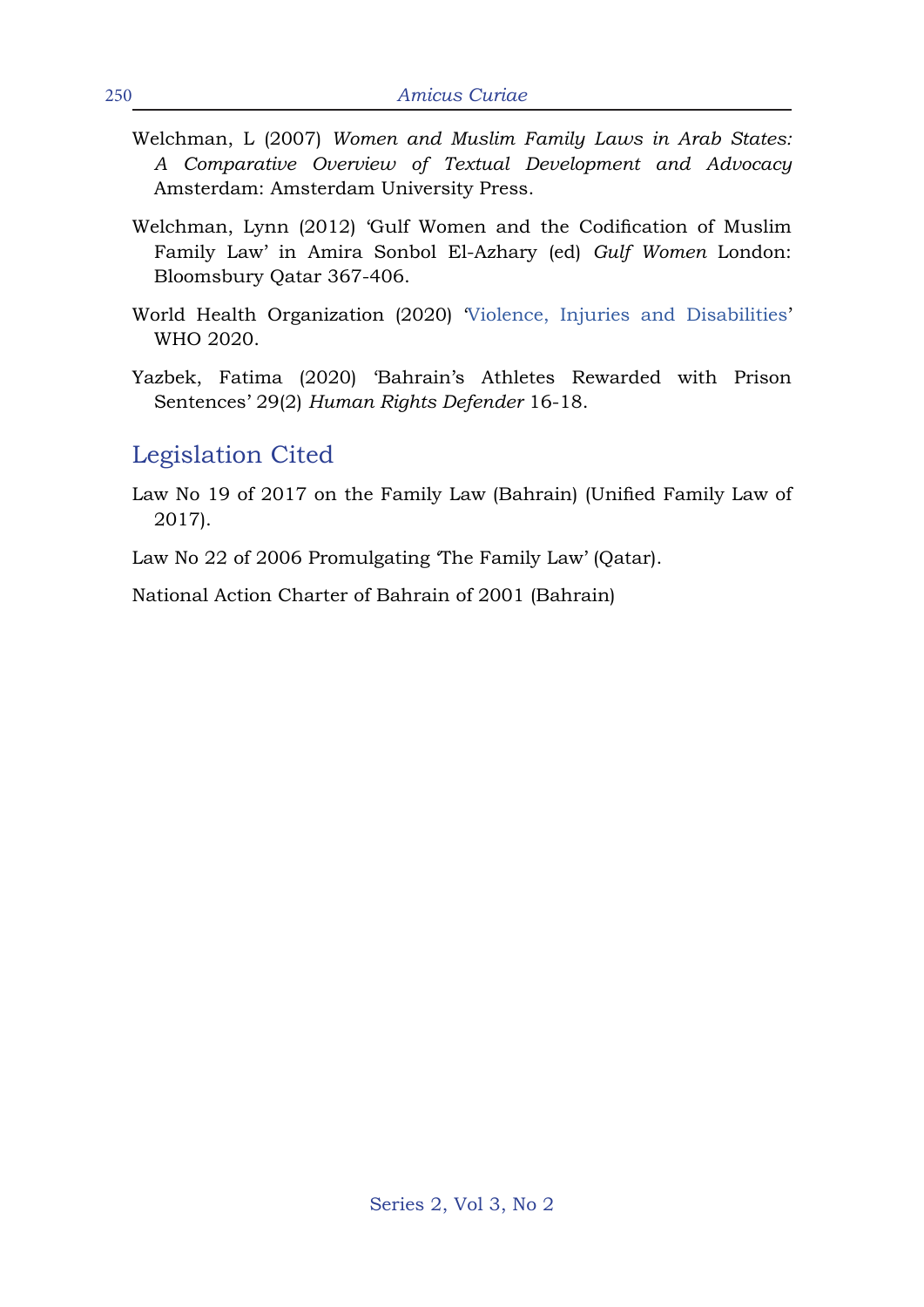Welchman, L (2007) *Women and Muslim Family Laws in Arab States: A Comparative Overview of Textual Development and Advocacy* Amsterdam: Amsterdam University Press.

Welchman, Lynn (2012) 'Gulf Women and the Codification of Muslim Family Law' in Amira Sonbol El-Azhary (ed) *Gulf Women* London: Bloomsbury Qatar 367-406.

World Health Organization (2020) 'Violence, Injuries and Disabilities' WHO 2020.

Yazbek, Fatima (2020) 'Bahrain's Athletes Rewarded with Prison Sentences' 29(2) *Human Rights Defender* 16-18.

## Legislation Cited

Law No 19 of 2017 on the Family Law (Bahrain) (Unified Family Law of 2017).

Law No 22 of 2006 Promulgating 'The Family Law' (Qatar).

National Action Charter of Bahrain of 2001 (Bahrain)